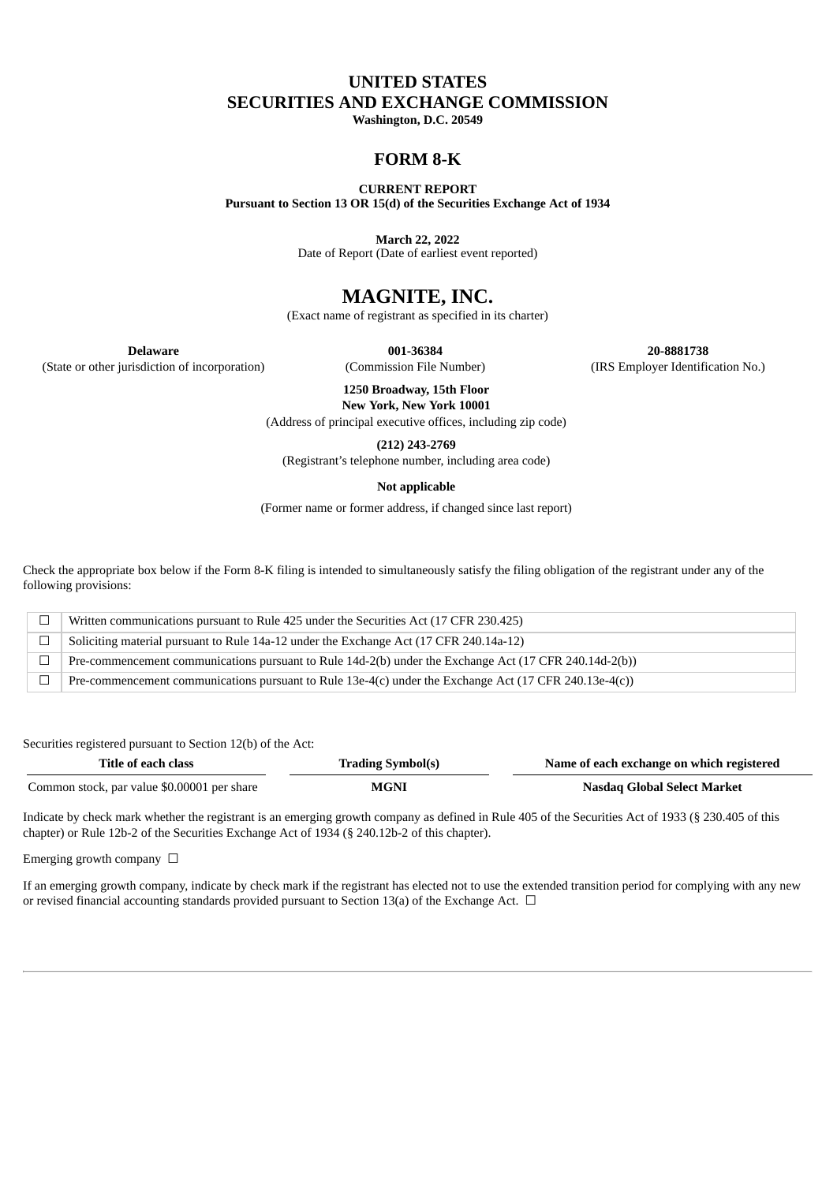# UNITED STATES
# SECURITIES AND EXCHANGE COMMISSION

**Washington, D.C. 20549**

## FORM 8-K

**CURRENT REPORT**
**Pursuant to Section 13 OR 15(d) of the Securities Exchange Act of 1934**

**March 22, 2022**
Date of Report (Date of earliest event reported)

# MAGNITE, INC.

(Exact name of registrant as specified in its charter)

| **Delaware** | **001-36384** | **20-8881738** |
|---|---|---|
| (State or other jurisdiction of incorporation) | (Commission File Number) | (IRS Employer Identification No.) |

**1250 Broadway, 15th Floor**
**New York, New York 10001**
(Address of principal executive offices, including zip code)

**(212) 243-2769**
(Registrant's telephone number, including area code)

**Not applicable**

(Former name or former address, if changed since last report)

Check the appropriate box below if the Form 8-K filing is intended to simultaneously satisfy the filing obligation of the registrant under any of the following provisions:

| | |
|---|---|
| ☐ | Written communications pursuant to Rule 425 under the Securities Act (17 CFR 230.425) |
| ☐ | Soliciting material pursuant to Rule 14a-12 under the Exchange Act (17 CFR 240.14a-12) |
| ☐ | Pre-commencement communications pursuant to Rule 14d-2(b) under the Exchange Act (17 CFR 240.14d-2(b)) |
| ☐ | Pre-commencement communications pursuant to Rule 13e-4(c) under the Exchange Act (17 CFR 240.13e-4(c)) |

Securities registered pursuant to Section 12(b) of the Act:

| Title of each class | Trading Symbol(s) | Name of each exchange on which registered |
|---|---|---|
| Common stock, par value $0.00001 per share | **MGNI** | **Nasdaq Global Select Market** |

Indicate by check mark whether the registrant is an emerging growth company as defined in Rule 405 of the Securities Act of 1933 (§ 230.405 of this chapter) or Rule 12b-2 of the Securities Exchange Act of 1934 (§ 240.12b-2 of this chapter).

Emerging growth company ☐

If an emerging growth company, indicate by check mark if the registrant has elected not to use the extended transition period for complying with any new or revised financial accounting standards provided pursuant to Section 13(a) of the Exchange Act. ☐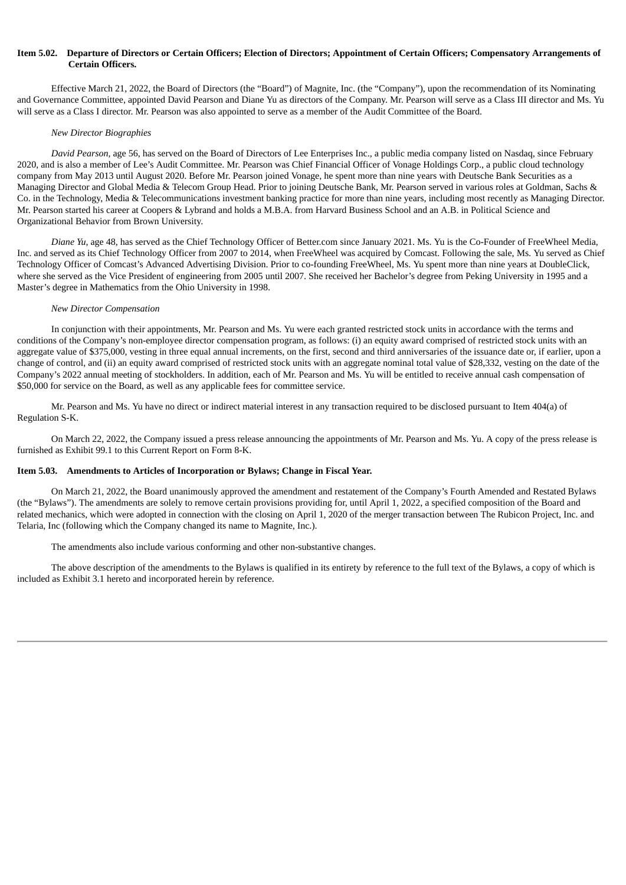**Item 5.02. Departure of Directors or Certain Officers; Election of Directors; Appointment of Certain Officers; Compensatory Arrangements of Certain Officers.**

Effective March 21, 2022, the Board of Directors (the "Board") of Magnite, Inc. (the "Company"), upon the recommendation of its Nominating and Governance Committee, appointed David Pearson and Diane Yu as directors of the Company. Mr. Pearson will serve as a Class III director and Ms. Yu will serve as a Class I director. Mr. Pearson was also appointed to serve as a member of the Audit Committee of the Board.

*New Director Biographies*

*David Pearson*, age 56, has served on the Board of Directors of Lee Enterprises Inc., a public media company listed on Nasdaq, since February 2020, and is also a member of Lee's Audit Committee. Mr. Pearson was Chief Financial Officer of Vonage Holdings Corp., a public cloud technology company from May 2013 until August 2020. Before Mr. Pearson joined Vonage, he spent more than nine years with Deutsche Bank Securities as a Managing Director and Global Media & Telecom Group Head. Prior to joining Deutsche Bank, Mr. Pearson served in various roles at Goldman, Sachs & Co. in the Technology, Media & Telecommunications investment banking practice for more than nine years, including most recently as Managing Director. Mr. Pearson started his career at Coopers & Lybrand and holds a M.B.A. from Harvard Business School and an A.B. in Political Science and Organizational Behavior from Brown University.

*Diane Yu*, age 48, has served as the Chief Technology Officer of Better.com since January 2021. Ms. Yu is the Co-Founder of FreeWheel Media, Inc. and served as its Chief Technology Officer from 2007 to 2014, when FreeWheel was acquired by Comcast. Following the sale, Ms. Yu served as Chief Technology Officer of Comcast's Advanced Advertising Division. Prior to co-founding FreeWheel, Ms. Yu spent more than nine years at DoubleClick, where she served as the Vice President of engineering from 2005 until 2007. She received her Bachelor's degree from Peking University in 1995 and a Master's degree in Mathematics from the Ohio University in 1998.

*New Director Compensation*

In conjunction with their appointments, Mr. Pearson and Ms. Yu were each granted restricted stock units in accordance with the terms and conditions of the Company's non-employee director compensation program, as follows: (i) an equity award comprised of restricted stock units with an aggregate value of $375,000, vesting in three equal annual increments, on the first, second and third anniversaries of the issuance date or, if earlier, upon a change of control, and (ii) an equity award comprised of restricted stock units with an aggregate nominal total value of $28,332, vesting on the date of the Company's 2022 annual meeting of stockholders. In addition, each of Mr. Pearson and Ms. Yu will be entitled to receive annual cash compensation of $50,000 for service on the Board, as well as any applicable fees for committee service.

Mr. Pearson and Ms. Yu have no direct or indirect material interest in any transaction required to be disclosed pursuant to Item 404(a) of Regulation S-K.

On March 22, 2022, the Company issued a press release announcing the appointments of Mr. Pearson and Ms. Yu. A copy of the press release is furnished as Exhibit 99.1 to this Current Report on Form 8-K.

**Item 5.03. Amendments to Articles of Incorporation or Bylaws; Change in Fiscal Year.**

On March 21, 2022, the Board unanimously approved the amendment and restatement of the Company's Fourth Amended and Restated Bylaws (the "Bylaws"). The amendments are solely to remove certain provisions providing for, until April 1, 2022, a specified composition of the Board and related mechanics, which were adopted in connection with the closing on April 1, 2020 of the merger transaction between The Rubicon Project, Inc. and Telaria, Inc (following which the Company changed its name to Magnite, Inc.).

The amendments also include various conforming and other non-substantive changes.

The above description of the amendments to the Bylaws is qualified in its entirety by reference to the full text of the Bylaws, a copy of which is included as Exhibit 3.1 hereto and incorporated herein by reference.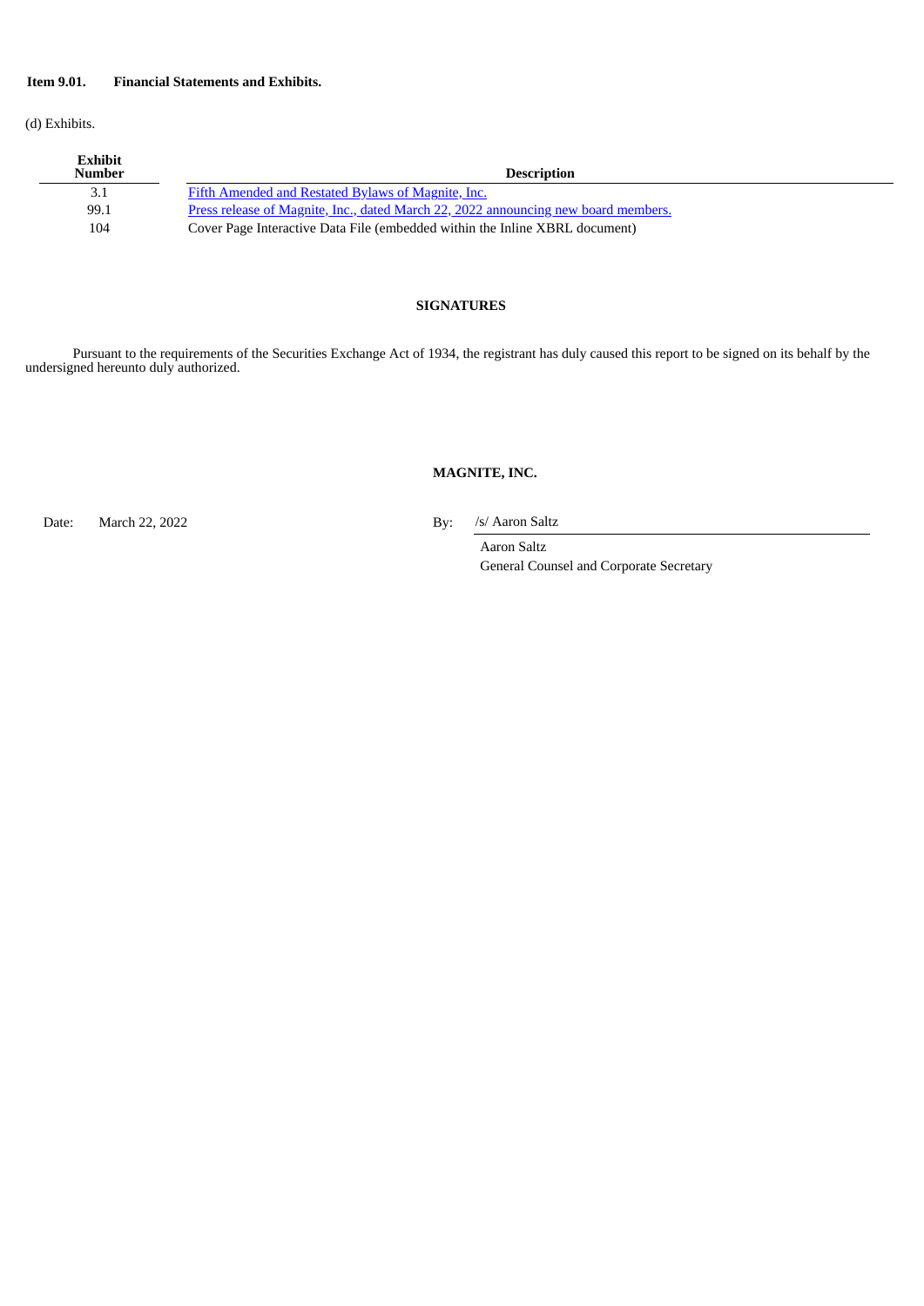**Item 9.01. Financial Statements and Exhibits.**

(d) Exhibits.

| Exhibit Number | Description |
|---|---|
| 3.1 | Fifth Amended and Restated Bylaws of Magnite, Inc. |
| 99.1 | Press release of Magnite, Inc., dated March 22, 2022 announcing new board members. |
| 104 | Cover Page Interactive Data File (embedded within the Inline XBRL document) |

**SIGNATURES**

Pursuant to the requirements of the Securities Exchange Act of 1934, the registrant has duly caused this report to be signed on its behalf by the undersigned hereunto duly authorized.

**MAGNITE, INC.**

Date: March 22, 2022

By: /s/ Aaron Saltz

Aaron Saltz
General Counsel and Corporate Secretary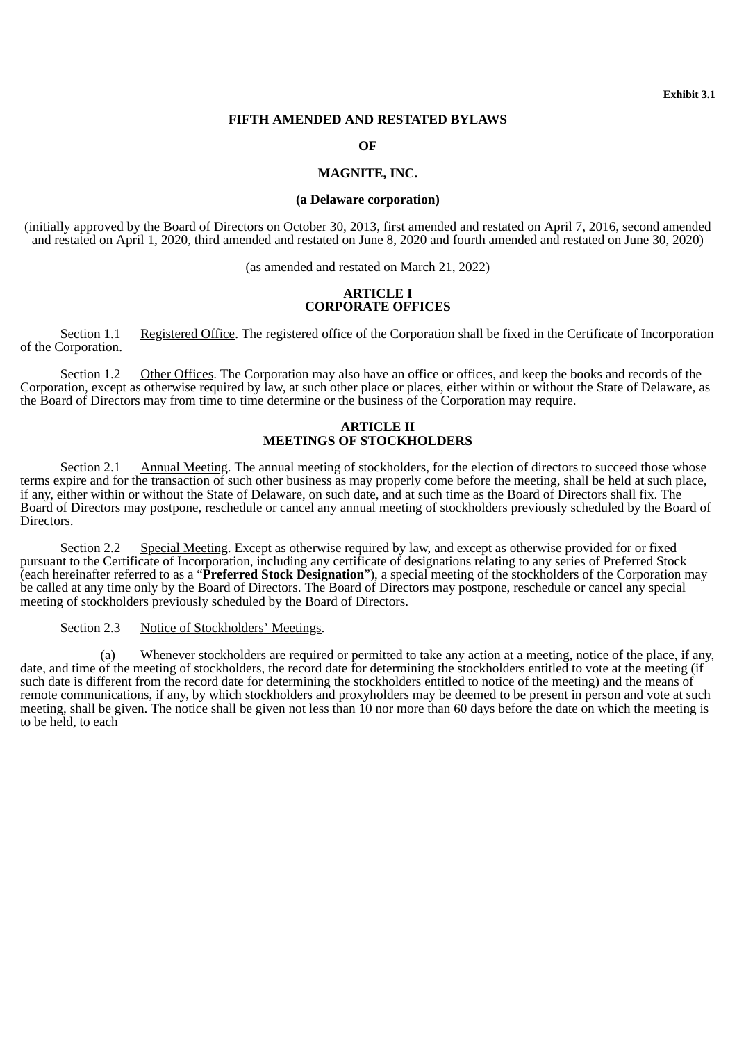**Exhibit 3.1**

# FIFTH AMENDED AND RESTATED BYLAWS

# OF

# MAGNITE, INC.

**(a Delaware corporation)**

(initially approved by the Board of Directors on October 30, 2013, first amended and restated on April 7, 2016, second amended and restated on April 1, 2020, third amended and restated on June 8, 2020 and fourth amended and restated on June 30, 2020)

(as amended and restated on March 21, 2022)

## ARTICLE I
## CORPORATE OFFICES

Section 1.1 Registered Office. The registered office of the Corporation shall be fixed in the Certificate of Incorporation of the Corporation.

Section 1.2 Other Offices. The Corporation may also have an office or offices, and keep the books and records of the Corporation, except as otherwise required by law, at such other place or places, either within or without the State of Delaware, as the Board of Directors may from time to time determine or the business of the Corporation may require.

## ARTICLE II
## MEETINGS OF STOCKHOLDERS

Section 2.1 Annual Meeting. The annual meeting of stockholders, for the election of directors to succeed those whose terms expire and for the transaction of such other business as may properly come before the meeting, shall be held at such place, if any, either within or without the State of Delaware, on such date, and at such time as the Board of Directors shall fix. The Board of Directors may postpone, reschedule or cancel any annual meeting of stockholders previously scheduled by the Board of Directors.

Section 2.2 Special Meeting. Except as otherwise required by law, and except as otherwise provided for or fixed pursuant to the Certificate of Incorporation, including any certificate of designations relating to any series of Preferred Stock (each hereinafter referred to as a "**Preferred Stock Designation**"), a special meeting of the stockholders of the Corporation may be called at any time only by the Board of Directors. The Board of Directors may postpone, reschedule or cancel any special meeting of stockholders previously scheduled by the Board of Directors.

Section 2.3 Notice of Stockholders' Meetings.

(a) Whenever stockholders are required or permitted to take any action at a meeting, notice of the place, if any, date, and time of the meeting of stockholders, the record date for determining the stockholders entitled to vote at the meeting (if such date is different from the record date for determining the stockholders entitled to notice of the meeting) and the means of remote communications, if any, by which stockholders and proxyholders may be deemed to be present in person and vote at such meeting, shall be given. The notice shall be given not less than 10 nor more than 60 days before the date on which the meeting is to be held, to each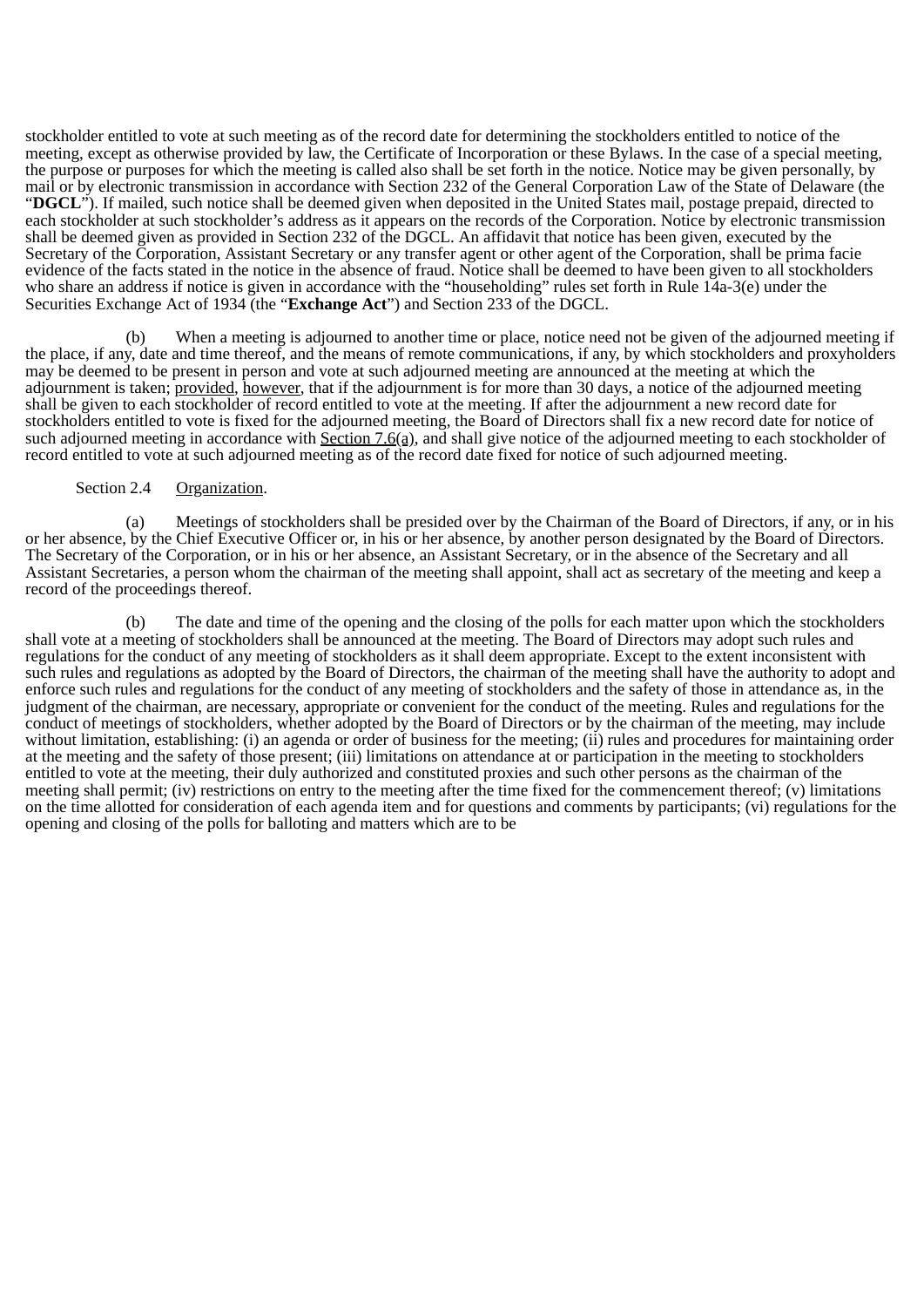stockholder entitled to vote at such meeting as of the record date for determining the stockholders entitled to notice of the meeting, except as otherwise provided by law, the Certificate of Incorporation or these Bylaws. In the case of a special meeting, the purpose or purposes for which the meeting is called also shall be set forth in the notice. Notice may be given personally, by mail or by electronic transmission in accordance with Section 232 of the General Corporation Law of the State of Delaware (the "**DGCL**"). If mailed, such notice shall be deemed given when deposited in the United States mail, postage prepaid, directed to each stockholder at such stockholder's address as it appears on the records of the Corporation. Notice by electronic transmission shall be deemed given as provided in Section 232 of the DGCL. An affidavit that notice has been given, executed by the Secretary of the Corporation, Assistant Secretary or any transfer agent or other agent of the Corporation, shall be prima facie evidence of the facts stated in the notice in the absence of fraud. Notice shall be deemed to have been given to all stockholders who share an address if notice is given in accordance with the "householding" rules set forth in Rule 14a-3(e) under the Securities Exchange Act of 1934 (the "**Exchange Act**") and Section 233 of the DGCL.

(b) When a meeting is adjourned to another time or place, notice need not be given of the adjourned meeting if the place, if any, date and time thereof, and the means of remote communications, if any, by which stockholders and proxyholders may be deemed to be present in person and vote at such adjourned meeting are announced at the meeting at which the adjournment is taken; provided, however, that if the adjournment is for more than 30 days, a notice of the adjourned meeting shall be given to each stockholder of record entitled to vote at the meeting. If after the adjournment a new record date for stockholders entitled to vote is fixed for the adjourned meeting, the Board of Directors shall fix a new record date for notice of such adjourned meeting in accordance with Section 7.6(a), and shall give notice of the adjourned meeting to each stockholder of record entitled to vote at such adjourned meeting as of the record date fixed for notice of such adjourned meeting.

Section 2.4 Organization.

(a) Meetings of stockholders shall be presided over by the Chairman of the Board of Directors, if any, or in his or her absence, by the Chief Executive Officer or, in his or her absence, by another person designated by the Board of Directors. The Secretary of the Corporation, or in his or her absence, an Assistant Secretary, or in the absence of the Secretary and all Assistant Secretaries, a person whom the chairman of the meeting shall appoint, shall act as secretary of the meeting and keep a record of the proceedings thereof.

(b) The date and time of the opening and the closing of the polls for each matter upon which the stockholders shall vote at a meeting of stockholders shall be announced at the meeting. The Board of Directors may adopt such rules and regulations for the conduct of any meeting of stockholders as it shall deem appropriate. Except to the extent inconsistent with such rules and regulations as adopted by the Board of Directors, the chairman of the meeting shall have the authority to adopt and enforce such rules and regulations for the conduct of any meeting of stockholders and the safety of those in attendance as, in the judgment of the chairman, are necessary, appropriate or convenient for the conduct of the meeting. Rules and regulations for the conduct of meetings of stockholders, whether adopted by the Board of Directors or by the chairman of the meeting, may include without limitation, establishing: (i) an agenda or order of business for the meeting; (ii) rules and procedures for maintaining order at the meeting and the safety of those present; (iii) limitations on attendance at or participation in the meeting to stockholders entitled to vote at the meeting, their duly authorized and constituted proxies and such other persons as the chairman of the meeting shall permit; (iv) restrictions on entry to the meeting after the time fixed for the commencement thereof; (v) limitations on the time allotted for consideration of each agenda item and for questions and comments by participants; (vi) regulations for the opening and closing of the polls for balloting and matters which are to be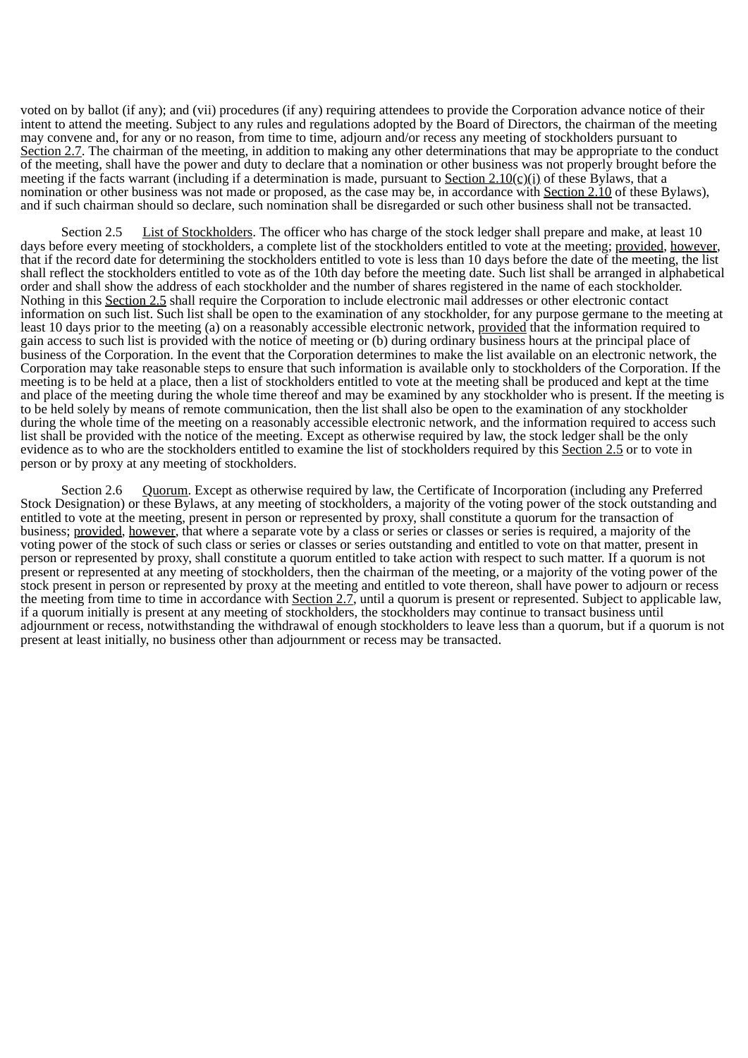voted on by ballot (if any); and (vii) procedures (if any) requiring attendees to provide the Corporation advance notice of their intent to attend the meeting. Subject to any rules and regulations adopted by the Board of Directors, the chairman of the meeting may convene and, for any or no reason, from time to time, adjourn and/or recess any meeting of stockholders pursuant to Section 2.7. The chairman of the meeting, in addition to making any other determinations that may be appropriate to the conduct of the meeting, shall have the power and duty to declare that a nomination or other business was not properly brought before the meeting if the facts warrant (including if a determination is made, pursuant to Section 2.10(c)(i) of these Bylaws, that a nomination or other business was not made or proposed, as the case may be, in accordance with Section 2.10 of these Bylaws), and if such chairman should so declare, such nomination shall be disregarded or such other business shall not be transacted.

Section 2.5 List of Stockholders. The officer who has charge of the stock ledger shall prepare and make, at least 10 days before every meeting of stockholders, a complete list of the stockholders entitled to vote at the meeting; provided, however, that if the record date for determining the stockholders entitled to vote is less than 10 days before the date of the meeting, the list shall reflect the stockholders entitled to vote as of the 10th day before the meeting date. Such list shall be arranged in alphabetical order and shall show the address of each stockholder and the number of shares registered in the name of each stockholder. Nothing in this Section 2.5 shall require the Corporation to include electronic mail addresses or other electronic contact information on such list. Such list shall be open to the examination of any stockholder, for any purpose germane to the meeting at least 10 days prior to the meeting (a) on a reasonably accessible electronic network, provided that the information required to gain access to such list is provided with the notice of meeting or (b) during ordinary business hours at the principal place of business of the Corporation. In the event that the Corporation determines to make the list available on an electronic network, the Corporation may take reasonable steps to ensure that such information is available only to stockholders of the Corporation. If the meeting is to be held at a place, then a list of stockholders entitled to vote at the meeting shall be produced and kept at the time and place of the meeting during the whole time thereof and may be examined by any stockholder who is present. If the meeting is to be held solely by means of remote communication, then the list shall also be open to the examination of any stockholder during the whole time of the meeting on a reasonably accessible electronic network, and the information required to access such list shall be provided with the notice of the meeting. Except as otherwise required by law, the stock ledger shall be the only evidence as to who are the stockholders entitled to examine the list of stockholders required by this Section 2.5 or to vote in person or by proxy at any meeting of stockholders.

Section 2.6 Quorum. Except as otherwise required by law, the Certificate of Incorporation (including any Preferred Stock Designation) or these Bylaws, at any meeting of stockholders, a majority of the voting power of the stock outstanding and entitled to vote at the meeting, present in person or represented by proxy, shall constitute a quorum for the transaction of business; provided, however, that where a separate vote by a class or series or classes or series is required, a majority of the voting power of the stock of such class or series or classes or series outstanding and entitled to vote on that matter, present in person or represented by proxy, shall constitute a quorum entitled to take action with respect to such matter. If a quorum is not present or represented at any meeting of stockholders, then the chairman of the meeting, or a majority of the voting power of the stock present in person or represented by proxy at the meeting and entitled to vote thereon, shall have power to adjourn or recess the meeting from time to time in accordance with Section 2.7, until a quorum is present or represented. Subject to applicable law, if a quorum initially is present at any meeting of stockholders, the stockholders may continue to transact business until adjournment or recess, notwithstanding the withdrawal of enough stockholders to leave less than a quorum, but if a quorum is not present at least initially, no business other than adjournment or recess may be transacted.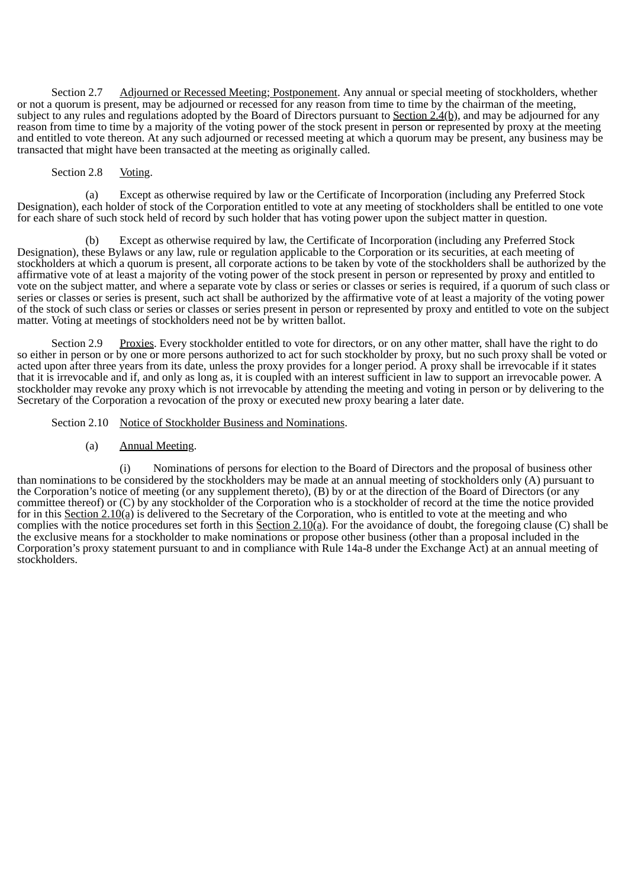Section 2.7 Adjourned or Recessed Meeting; Postponement. Any annual or special meeting of stockholders, whether or not a quorum is present, may be adjourned or recessed for any reason from time to time by the chairman of the meeting, subject to any rules and regulations adopted by the Board of Directors pursuant to Section 2.4(b), and may be adjourned for any reason from time to time by a majority of the voting power of the stock present in person or represented by proxy at the meeting and entitled to vote thereon. At any such adjourned or recessed meeting at which a quorum may be present, any business may be transacted that might have been transacted at the meeting as originally called.

Section 2.8 Voting.

(a) Except as otherwise required by law or the Certificate of Incorporation (including any Preferred Stock Designation), each holder of stock of the Corporation entitled to vote at any meeting of stockholders shall be entitled to one vote for each share of such stock held of record by such holder that has voting power upon the subject matter in question.

(b) Except as otherwise required by law, the Certificate of Incorporation (including any Preferred Stock Designation), these Bylaws or any law, rule or regulation applicable to the Corporation or its securities, at each meeting of stockholders at which a quorum is present, all corporate actions to be taken by vote of the stockholders shall be authorized by the affirmative vote of at least a majority of the voting power of the stock present in person or represented by proxy and entitled to vote on the subject matter, and where a separate vote by class or series or classes or series is required, if a quorum of such class or series or classes or series is present, such act shall be authorized by the affirmative vote of at least a majority of the voting power of the stock of such class or series or classes or series present in person or represented by proxy and entitled to vote on the subject matter. Voting at meetings of stockholders need not be by written ballot.

Section 2.9 Proxies. Every stockholder entitled to vote for directors, or on any other matter, shall have the right to do so either in person or by one or more persons authorized to act for such stockholder by proxy, but no such proxy shall be voted or acted upon after three years from its date, unless the proxy provides for a longer period. A proxy shall be irrevocable if it states that it is irrevocable and if, and only as long as, it is coupled with an interest sufficient in law to support an irrevocable power. A stockholder may revoke any proxy which is not irrevocable by attending the meeting and voting in person or by delivering to the Secretary of the Corporation a revocation of the proxy or executed new proxy bearing a later date.

Section 2.10 Notice of Stockholder Business and Nominations.

(a) Annual Meeting.

(i) Nominations of persons for election to the Board of Directors and the proposal of business other than nominations to be considered by the stockholders may be made at an annual meeting of stockholders only (A) pursuant to the Corporation's notice of meeting (or any supplement thereto), (B) by or at the direction of the Board of Directors (or any committee thereof) or (C) by any stockholder of the Corporation who is a stockholder of record at the time the notice provided for in this Section 2.10(a) is delivered to the Secretary of the Corporation, who is entitled to vote at the meeting and who complies with the notice procedures set forth in this Section 2.10(a). For the avoidance of doubt, the foregoing clause (C) shall be the exclusive means for a stockholder to make nominations or propose other business (other than a proposal included in the Corporation's proxy statement pursuant to and in compliance with Rule 14a-8 under the Exchange Act) at an annual meeting of stockholders.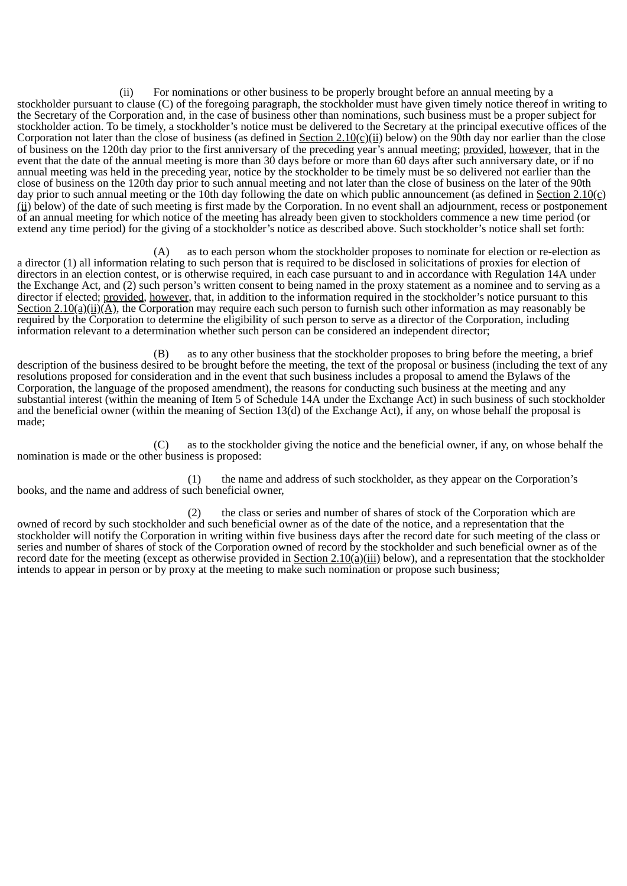(ii) For nominations or other business to be properly brought before an annual meeting by a stockholder pursuant to clause (C) of the foregoing paragraph, the stockholder must have given timely notice thereof in writing to the Secretary of the Corporation and, in the case of business other than nominations, such business must be a proper subject for stockholder action. To be timely, a stockholder's notice must be delivered to the Secretary at the principal executive offices of the Corporation not later than the close of business (as defined in Section 2.10(c)(ii) below) on the 90th day nor earlier than the close of business on the 120th day prior to the first anniversary of the preceding year's annual meeting; provided, however, that in the event that the date of the annual meeting is more than 30 days before or more than 60 days after such anniversary date, or if no annual meeting was held in the preceding year, notice by the stockholder to be timely must be so delivered not earlier than the close of business on the 120th day prior to such annual meeting and not later than the close of business on the later of the 90th day prior to such annual meeting or the 10th day following the date on which public announcement (as defined in Section 2.10(c)(ii) below) of the date of such meeting is first made by the Corporation. In no event shall an adjournment, recess or postponement of an annual meeting for which notice of the meeting has already been given to stockholders commence a new time period (or extend any time period) for the giving of a stockholder's notice as described above. Such stockholder's notice shall set forth:

(A) as to each person whom the stockholder proposes to nominate for election or re-election as a director (1) all information relating to such person that is required to be disclosed in solicitations of proxies for election of directors in an election contest, or is otherwise required, in each case pursuant to and in accordance with Regulation 14A under the Exchange Act, and (2) such person's written consent to being named in the proxy statement as a nominee and to serving as a director if elected; provided, however, that, in addition to the information required in the stockholder's notice pursuant to this Section 2.10(a)(ii)(A), the Corporation may require each such person to furnish such other information as may reasonably be required by the Corporation to determine the eligibility of such person to serve as a director of the Corporation, including information relevant to a determination whether such person can be considered an independent director;

(B) as to any other business that the stockholder proposes to bring before the meeting, a brief description of the business desired to be brought before the meeting, the text of the proposal or business (including the text of any resolutions proposed for consideration and in the event that such business includes a proposal to amend the Bylaws of the Corporation, the language of the proposed amendment), the reasons for conducting such business at the meeting and any substantial interest (within the meaning of Item 5 of Schedule 14A under the Exchange Act) in such business of such stockholder and the beneficial owner (within the meaning of Section 13(d) of the Exchange Act), if any, on whose behalf the proposal is made;

(C) as to the stockholder giving the notice and the beneficial owner, if any, on whose behalf the nomination is made or the other business is proposed:

(1) the name and address of such stockholder, as they appear on the Corporation's books, and the name and address of such beneficial owner,

(2) the class or series and number of shares of stock of the Corporation which are owned of record by such stockholder and such beneficial owner as of the date of the notice, and a representation that the stockholder will notify the Corporation in writing within five business days after the record date for such meeting of the class or series and number of shares of stock of the Corporation owned of record by the stockholder and such beneficial owner as of the record date for the meeting (except as otherwise provided in Section 2.10(a)(iii) below), and a representation that the stockholder intends to appear in person or by proxy at the meeting to make such nomination or propose such business;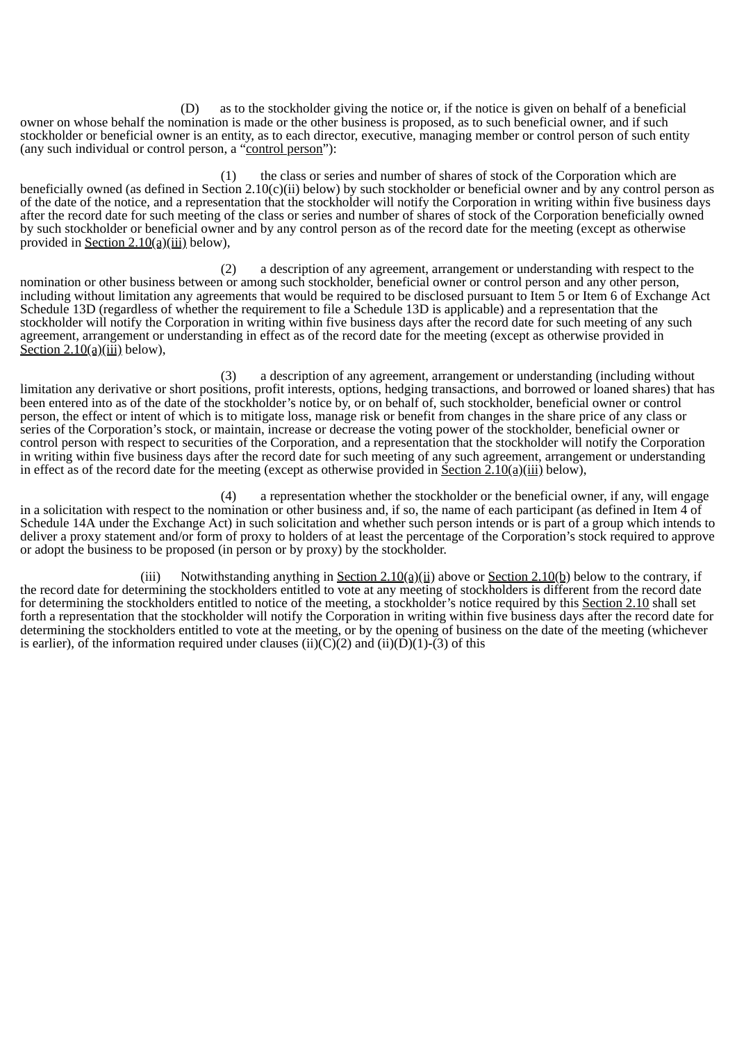(D) as to the stockholder giving the notice or, if the notice is given on behalf of a beneficial owner on whose behalf the nomination is made or the other business is proposed, as to such beneficial owner, and if such stockholder or beneficial owner is an entity, as to each director, executive, managing member or control person of such entity (any such individual or control person, a "control person"):

(1) the class or series and number of shares of stock of the Corporation which are beneficially owned (as defined in Section 2.10(c)(ii) below) by such stockholder or beneficial owner and by any control person as of the date of the notice, and a representation that the stockholder will notify the Corporation in writing within five business days after the record date for such meeting of the class or series and number of shares of stock of the Corporation beneficially owned by such stockholder or beneficial owner and by any control person as of the record date for the meeting (except as otherwise provided in Section 2.10(a)(iii) below),

(2) a description of any agreement, arrangement or understanding with respect to the nomination or other business between or among such stockholder, beneficial owner or control person and any other person, including without limitation any agreements that would be required to be disclosed pursuant to Item 5 or Item 6 of Exchange Act Schedule 13D (regardless of whether the requirement to file a Schedule 13D is applicable) and a representation that the stockholder will notify the Corporation in writing within five business days after the record date for such meeting of any such agreement, arrangement or understanding in effect as of the record date for the meeting (except as otherwise provided in Section 2.10(a)(iii) below),

(3) a description of any agreement, arrangement or understanding (including without limitation any derivative or short positions, profit interests, options, hedging transactions, and borrowed or loaned shares) that has been entered into as of the date of the stockholder's notice by, or on behalf of, such stockholder, beneficial owner or control person, the effect or intent of which is to mitigate loss, manage risk or benefit from changes in the share price of any class or series of the Corporation's stock, or maintain, increase or decrease the voting power of the stockholder, beneficial owner or control person with respect to securities of the Corporation, and a representation that the stockholder will notify the Corporation in writing within five business days after the record date for such meeting of any such agreement, arrangement or understanding in effect as of the record date for the meeting (except as otherwise provided in Section 2.10(a)(iii) below),

(4) a representation whether the stockholder or the beneficial owner, if any, will engage in a solicitation with respect to the nomination or other business and, if so, the name of each participant (as defined in Item 4 of Schedule 14A under the Exchange Act) in such solicitation and whether such person intends or is part of a group which intends to deliver a proxy statement and/or form of proxy to holders of at least the percentage of the Corporation's stock required to approve or adopt the business to be proposed (in person or by proxy) by the stockholder.

(iii) Notwithstanding anything in Section 2.10(a)(ii) above or Section 2.10(b) below to the contrary, if the record date for determining the stockholders entitled to vote at any meeting of stockholders is different from the record date for determining the stockholders entitled to notice of the meeting, a stockholder's notice required by this Section 2.10 shall set forth a representation that the stockholder will notify the Corporation in writing within five business days after the record date for determining the stockholders entitled to vote at the meeting, or by the opening of business on the date of the meeting (whichever is earlier), of the information required under clauses (ii)(C)(2) and (ii)(D)(1)-(3) of this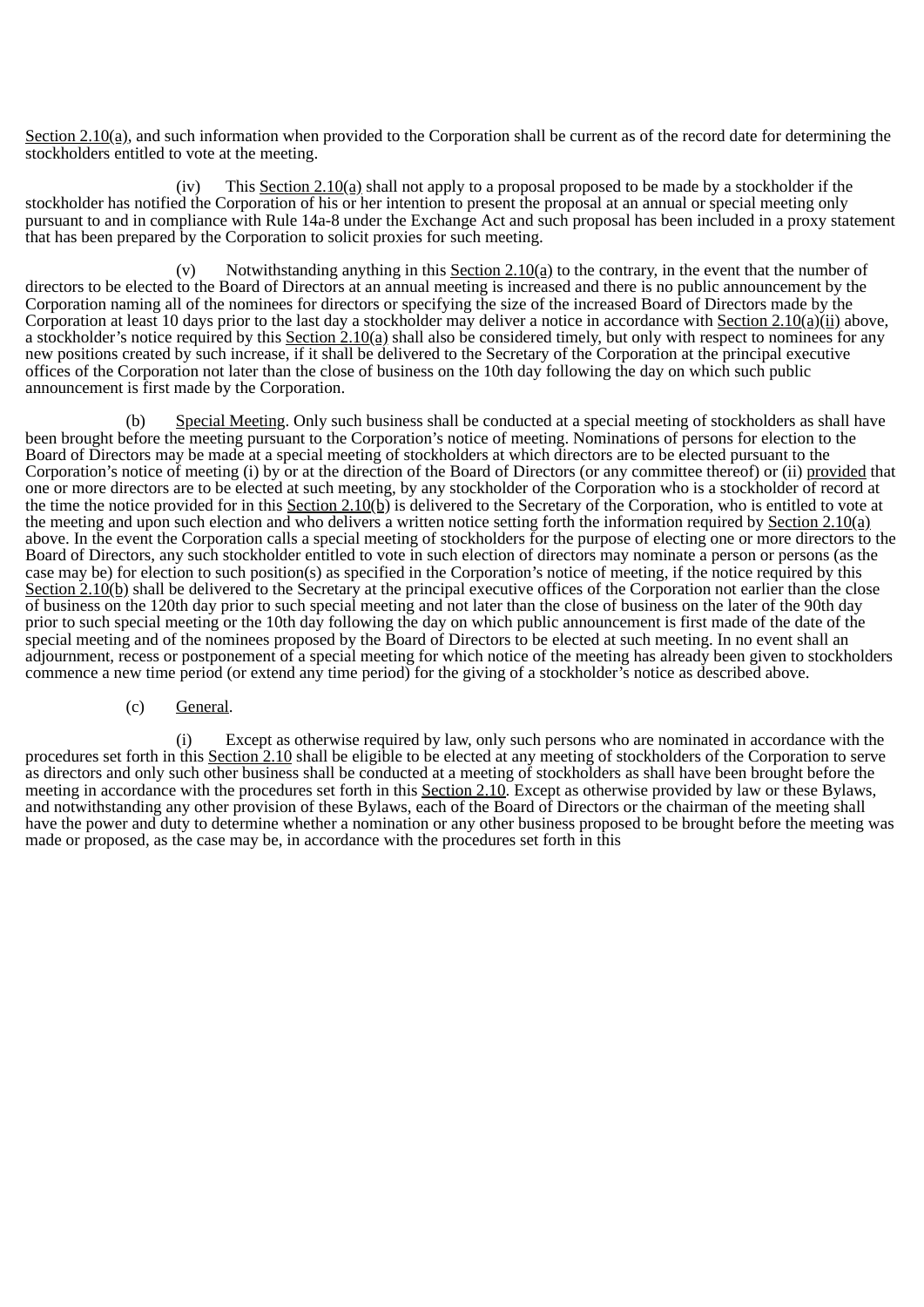Section 2.10(a), and such information when provided to the Corporation shall be current as of the record date for determining the stockholders entitled to vote at the meeting.

(iv) This Section 2.10(a) shall not apply to a proposal proposed to be made by a stockholder if the stockholder has notified the Corporation of his or her intention to present the proposal at an annual or special meeting only pursuant to and in compliance with Rule 14a-8 under the Exchange Act and such proposal has been included in a proxy statement that has been prepared by the Corporation to solicit proxies for such meeting.

(v) Notwithstanding anything in this Section 2.10(a) to the contrary, in the event that the number of directors to be elected to the Board of Directors at an annual meeting is increased and there is no public announcement by the Corporation naming all of the nominees for directors or specifying the size of the increased Board of Directors made by the Corporation at least 10 days prior to the last day a stockholder may deliver a notice in accordance with Section 2.10(a)(ii) above, a stockholder's notice required by this Section 2.10(a) shall also be considered timely, but only with respect to nominees for any new positions created by such increase, if it shall be delivered to the Secretary of the Corporation at the principal executive offices of the Corporation not later than the close of business on the 10th day following the day on which such public announcement is first made by the Corporation.

(b) Special Meeting. Only such business shall be conducted at a special meeting of stockholders as shall have been brought before the meeting pursuant to the Corporation's notice of meeting. Nominations of persons for election to the Board of Directors may be made at a special meeting of stockholders at which directors are to be elected pursuant to the Corporation's notice of meeting (i) by or at the direction of the Board of Directors (or any committee thereof) or (ii) provided that one or more directors are to be elected at such meeting, by any stockholder of the Corporation who is a stockholder of record at the time the notice provided for in this Section 2.10(b) is delivered to the Secretary of the Corporation, who is entitled to vote at the meeting and upon such election and who delivers a written notice setting forth the information required by Section 2.10(a) above. In the event the Corporation calls a special meeting of stockholders for the purpose of electing one or more directors to the Board of Directors, any such stockholder entitled to vote in such election of directors may nominate a person or persons (as the case may be) for election to such position(s) as specified in the Corporation's notice of meeting, if the notice required by this Section 2.10(b) shall be delivered to the Secretary at the principal executive offices of the Corporation not earlier than the close of business on the 120th day prior to such special meeting and not later than the close of business on the later of the 90th day prior to such special meeting or the 10th day following the day on which public announcement is first made of the date of the special meeting and of the nominees proposed by the Board of Directors to be elected at such meeting. In no event shall an adjournment, recess or postponement of a special meeting for which notice of the meeting has already been given to stockholders commence a new time period (or extend any time period) for the giving of a stockholder's notice as described above.

(c) General.

(i) Except as otherwise required by law, only such persons who are nominated in accordance with the procedures set forth in this Section 2.10 shall be eligible to be elected at any meeting of stockholders of the Corporation to serve as directors and only such other business shall be conducted at a meeting of stockholders as shall have been brought before the meeting in accordance with the procedures set forth in this Section 2.10. Except as otherwise provided by law or these Bylaws, and notwithstanding any other provision of these Bylaws, each of the Board of Directors or the chairman of the meeting shall have the power and duty to determine whether a nomination or any other business proposed to be brought before the meeting was made or proposed, as the case may be, in accordance with the procedures set forth in this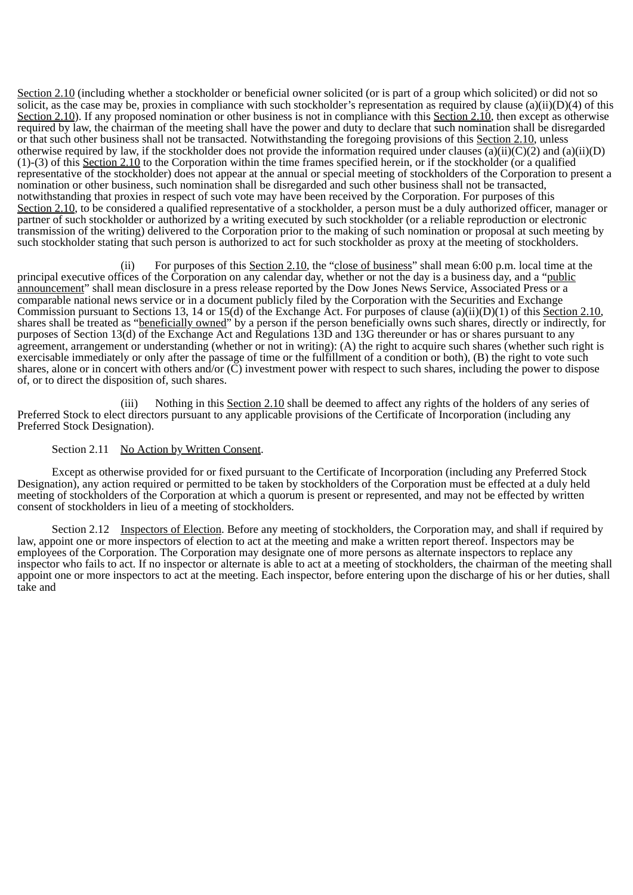Section 2.10 (including whether a stockholder or beneficial owner solicited (or is part of a group which solicited) or did not so solicit, as the case may be, proxies in compliance with such stockholder's representation as required by clause (a)(ii)(D)(4) of this Section 2.10). If any proposed nomination or other business is not in compliance with this Section 2.10, then except as otherwise required by law, the chairman of the meeting shall have the power and duty to declare that such nomination shall be disregarded or that such other business shall not be transacted. Notwithstanding the foregoing provisions of this Section 2.10, unless otherwise required by law, if the stockholder does not provide the information required under clauses (a)(ii)(C)(2) and (a)(ii)(D)(1)-(3) of this Section 2.10 to the Corporation within the time frames specified herein, or if the stockholder (or a qualified representative of the stockholder) does not appear at the annual or special meeting of stockholders of the Corporation to present a nomination or other business, such nomination shall be disregarded and such other business shall not be transacted, notwithstanding that proxies in respect of such vote may have been received by the Corporation. For purposes of this Section 2.10, to be considered a qualified representative of a stockholder, a person must be a duly authorized officer, manager or partner of such stockholder or authorized by a writing executed by such stockholder (or a reliable reproduction or electronic transmission of the writing) delivered to the Corporation prior to the making of such nomination or proposal at such meeting by such stockholder stating that such person is authorized to act for such stockholder as proxy at the meeting of stockholders.

(ii) For purposes of this Section 2.10, the "close of business" shall mean 6:00 p.m. local time at the principal executive offices of the Corporation on any calendar day, whether or not the day is a business day, and a "public announcement" shall mean disclosure in a press release reported by the Dow Jones News Service, Associated Press or a comparable national news service or in a document publicly filed by the Corporation with the Securities and Exchange Commission pursuant to Sections 13, 14 or 15(d) of the Exchange Act. For purposes of clause (a)(ii)(D)(1) of this Section 2.10, shares shall be treated as "beneficially owned" by a person if the person beneficially owns such shares, directly or indirectly, for purposes of Section 13(d) of the Exchange Act and Regulations 13D and 13G thereunder or has or shares pursuant to any agreement, arrangement or understanding (whether or not in writing): (A) the right to acquire such shares (whether such right is exercisable immediately or only after the passage of time or the fulfillment of a condition or both), (B) the right to vote such shares, alone or in concert with others and/or (C) investment power with respect to such shares, including the power to dispose of, or to direct the disposition of, such shares.

(iii) Nothing in this Section 2.10 shall be deemed to affect any rights of the holders of any series of Preferred Stock to elect directors pursuant to any applicable provisions of the Certificate of Incorporation (including any Preferred Stock Designation).

Section 2.11 No Action by Written Consent.

Except as otherwise provided for or fixed pursuant to the Certificate of Incorporation (including any Preferred Stock Designation), any action required or permitted to be taken by stockholders of the Corporation must be effected at a duly held meeting of stockholders of the Corporation at which a quorum is present or represented, and may not be effected by written consent of stockholders in lieu of a meeting of stockholders.

Section 2.12 Inspectors of Election. Before any meeting of stockholders, the Corporation may, and shall if required by law, appoint one or more inspectors of election to act at the meeting and make a written report thereof. Inspectors may be employees of the Corporation. The Corporation may designate one of more persons as alternate inspectors to replace any inspector who fails to act. If no inspector or alternate is able to act at a meeting of stockholders, the chairman of the meeting shall appoint one or more inspectors to act at the meeting. Each inspector, before entering upon the discharge of his or her duties, shall take and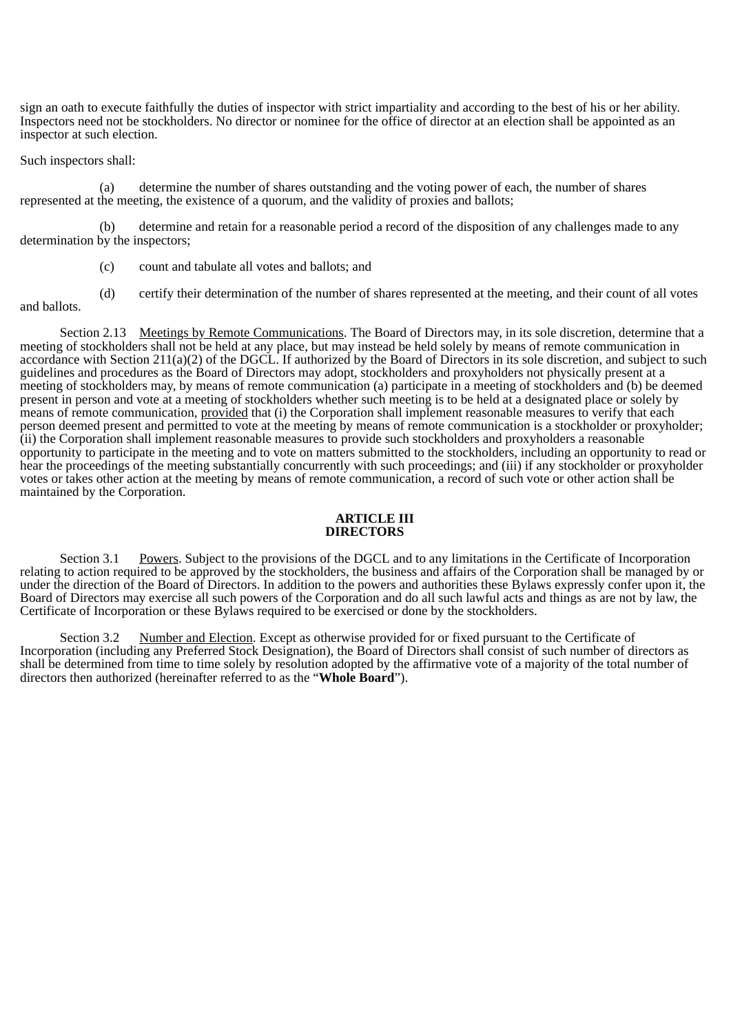sign an oath to execute faithfully the duties of inspector with strict impartiality and according to the best of his or her ability. Inspectors need not be stockholders. No director or nominee for the office of director at an election shall be appointed as an inspector at such election.

Such inspectors shall:

(a) determine the number of shares outstanding and the voting power of each, the number of shares represented at the meeting, the existence of a quorum, and the validity of proxies and ballots;

(b) determine and retain for a reasonable period a record of the disposition of any challenges made to any determination by the inspectors;

(c) count and tabulate all votes and ballots; and

(d) certify their determination of the number of shares represented at the meeting, and their count of all votes and ballots.

Section 2.13 Meetings by Remote Communications. The Board of Directors may, in its sole discretion, determine that a meeting of stockholders shall not be held at any place, but may instead be held solely by means of remote communication in accordance with Section 211(a)(2) of the DGCL. If authorized by the Board of Directors in its sole discretion, and subject to such guidelines and procedures as the Board of Directors may adopt, stockholders and proxyholders not physically present at a meeting of stockholders may, by means of remote communication (a) participate in a meeting of stockholders and (b) be deemed present in person and vote at a meeting of stockholders whether such meeting is to be held at a designated place or solely by means of remote communication, provided that (i) the Corporation shall implement reasonable measures to verify that each person deemed present and permitted to vote at the meeting by means of remote communication is a stockholder or proxyholder; (ii) the Corporation shall implement reasonable measures to provide such stockholders and proxyholders a reasonable opportunity to participate in the meeting and to vote on matters submitted to the stockholders, including an opportunity to read or hear the proceedings of the meeting substantially concurrently with such proceedings; and (iii) if any stockholder or proxyholder votes or takes other action at the meeting by means of remote communication, a record of such vote or other action shall be maintained by the Corporation.

## ARTICLE III
## DIRECTORS

Section 3.1 Powers. Subject to the provisions of the DGCL and to any limitations in the Certificate of Incorporation relating to action required to be approved by the stockholders, the business and affairs of the Corporation shall be managed by or under the direction of the Board of Directors. In addition to the powers and authorities these Bylaws expressly confer upon it, the Board of Directors may exercise all such powers of the Corporation and do all such lawful acts and things as are not by law, the Certificate of Incorporation or these Bylaws required to be exercised or done by the stockholders.

Section 3.2 Number and Election. Except as otherwise provided for or fixed pursuant to the Certificate of Incorporation (including any Preferred Stock Designation), the Board of Directors shall consist of such number of directors as shall be determined from time to time solely by resolution adopted by the affirmative vote of a majority of the total number of directors then authorized (hereinafter referred to as the "**Whole Board**").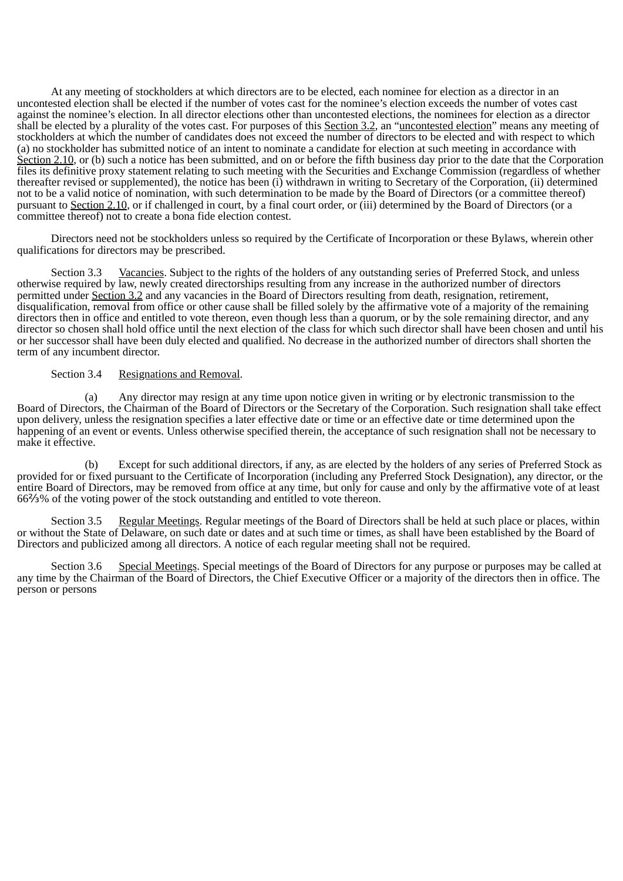At any meeting of stockholders at which directors are to be elected, each nominee for election as a director in an uncontested election shall be elected if the number of votes cast for the nominee's election exceeds the number of votes cast against the nominee's election. In all director elections other than uncontested elections, the nominees for election as a director shall be elected by a plurality of the votes cast. For purposes of this Section 3.2, an "uncontested election" means any meeting of stockholders at which the number of candidates does not exceed the number of directors to be elected and with respect to which (a) no stockholder has submitted notice of an intent to nominate a candidate for election at such meeting in accordance with Section 2.10, or (b) such a notice has been submitted, and on or before the fifth business day prior to the date that the Corporation files its definitive proxy statement relating to such meeting with the Securities and Exchange Commission (regardless of whether thereafter revised or supplemented), the notice has been (i) withdrawn in writing to Secretary of the Corporation, (ii) determined not to be a valid notice of nomination, with such determination to be made by the Board of Directors (or a committee thereof) pursuant to Section 2.10, or if challenged in court, by a final court order, or (iii) determined by the Board of Directors (or a committee thereof) not to create a bona fide election contest.

Directors need not be stockholders unless so required by the Certificate of Incorporation or these Bylaws, wherein other qualifications for directors may be prescribed.

Section 3.3 Vacancies. Subject to the rights of the holders of any outstanding series of Preferred Stock, and unless otherwise required by law, newly created directorships resulting from any increase in the authorized number of directors permitted under Section 3.2 and any vacancies in the Board of Directors resulting from death, resignation, retirement, disqualification, removal from office or other cause shall be filled solely by the affirmative vote of a majority of the remaining directors then in office and entitled to vote thereon, even though less than a quorum, or by the sole remaining director, and any director so chosen shall hold office until the next election of the class for which such director shall have been chosen and until his or her successor shall have been duly elected and qualified. No decrease in the authorized number of directors shall shorten the term of any incumbent director.

Section 3.4 Resignations and Removal.

(a) Any director may resign at any time upon notice given in writing or by electronic transmission to the Board of Directors, the Chairman of the Board of Directors or the Secretary of the Corporation. Such resignation shall take effect upon delivery, unless the resignation specifies a later effective date or time or an effective date or time determined upon the happening of an event or events. Unless otherwise specified therein, the acceptance of such resignation shall not be necessary to make it effective.

(b) Except for such additional directors, if any, as are elected by the holders of any series of Preferred Stock as provided for or fixed pursuant to the Certificate of Incorporation (including any Preferred Stock Designation), any director, or the entire Board of Directors, may be removed from office at any time, but only for cause and only by the affirmative vote of at least 66⅔% of the voting power of the stock outstanding and entitled to vote thereon.

Section 3.5 Regular Meetings. Regular meetings of the Board of Directors shall be held at such place or places, within or without the State of Delaware, on such date or dates and at such time or times, as shall have been established by the Board of Directors and publicized among all directors. A notice of each regular meeting shall not be required.

Section 3.6 Special Meetings. Special meetings of the Board of Directors for any purpose or purposes may be called at any time by the Chairman of the Board of Directors, the Chief Executive Officer or a majority of the directors then in office. The person or persons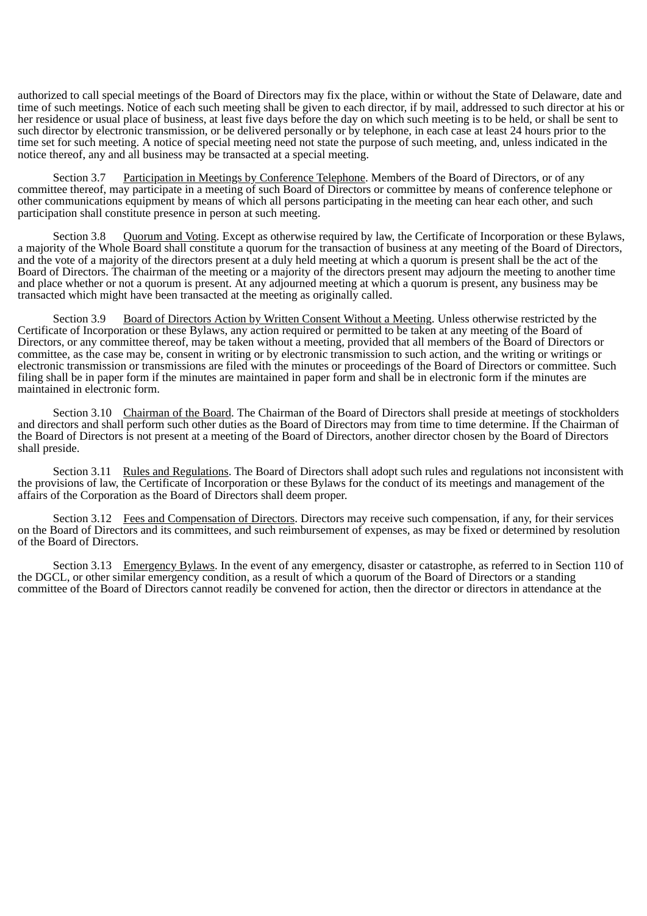authorized to call special meetings of the Board of Directors may fix the place, within or without the State of Delaware, date and time of such meetings. Notice of each such meeting shall be given to each director, if by mail, addressed to such director at his or her residence or usual place of business, at least five days before the day on which such meeting is to be held, or shall be sent to such director by electronic transmission, or be delivered personally or by telephone, in each case at least 24 hours prior to the time set for such meeting. A notice of special meeting need not state the purpose of such meeting, and, unless indicated in the notice thereof, any and all business may be transacted at a special meeting.

Section 3.7 Participation in Meetings by Conference Telephone. Members of the Board of Directors, or of any committee thereof, may participate in a meeting of such Board of Directors or committee by means of conference telephone or other communications equipment by means of which all persons participating in the meeting can hear each other, and such participation shall constitute presence in person at such meeting.

Section 3.8 Quorum and Voting. Except as otherwise required by law, the Certificate of Incorporation or these Bylaws, a majority of the Whole Board shall constitute a quorum for the transaction of business at any meeting of the Board of Directors, and the vote of a majority of the directors present at a duly held meeting at which a quorum is present shall be the act of the Board of Directors. The chairman of the meeting or a majority of the directors present may adjourn the meeting to another time and place whether or not a quorum is present. At any adjourned meeting at which a quorum is present, any business may be transacted which might have been transacted at the meeting as originally called.

Section 3.9 Board of Directors Action by Written Consent Without a Meeting. Unless otherwise restricted by the Certificate of Incorporation or these Bylaws, any action required or permitted to be taken at any meeting of the Board of Directors, or any committee thereof, may be taken without a meeting, provided that all members of the Board of Directors or committee, as the case may be, consent in writing or by electronic transmission to such action, and the writing or writings or electronic transmission or transmissions are filed with the minutes or proceedings of the Board of Directors or committee. Such filing shall be in paper form if the minutes are maintained in paper form and shall be in electronic form if the minutes are maintained in electronic form.

Section 3.10 Chairman of the Board. The Chairman of the Board of Directors shall preside at meetings of stockholders and directors and shall perform such other duties as the Board of Directors may from time to time determine. If the Chairman of the Board of Directors is not present at a meeting of the Board of Directors, another director chosen by the Board of Directors shall preside.

Section 3.11 Rules and Regulations. The Board of Directors shall adopt such rules and regulations not inconsistent with the provisions of law, the Certificate of Incorporation or these Bylaws for the conduct of its meetings and management of the affairs of the Corporation as the Board of Directors shall deem proper.

Section 3.12 Fees and Compensation of Directors. Directors may receive such compensation, if any, for their services on the Board of Directors and its committees, and such reimbursement of expenses, as may be fixed or determined by resolution of the Board of Directors.

Section 3.13 Emergency Bylaws. In the event of any emergency, disaster or catastrophe, as referred to in Section 110 of the DGCL, or other similar emergency condition, as a result of which a quorum of the Board of Directors or a standing committee of the Board of Directors cannot readily be convened for action, then the director or directors in attendance at the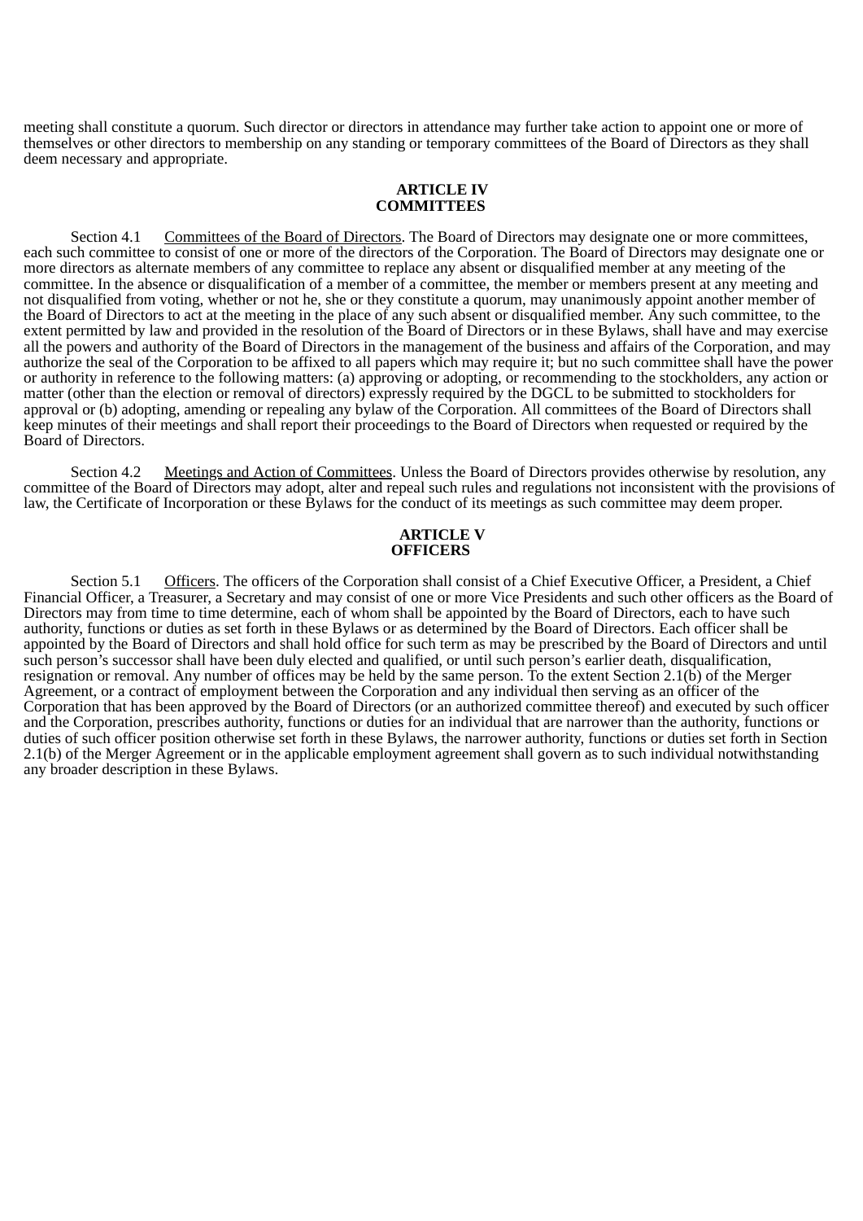meeting shall constitute a quorum. Such director or directors in attendance may further take action to appoint one or more of themselves or other directors to membership on any standing or temporary committees of the Board of Directors as they shall deem necessary and appropriate.

## ARTICLE IV
## COMMITTEES

Section 4.1 Committees of the Board of Directors. The Board of Directors may designate one or more committees, each such committee to consist of one or more of the directors of the Corporation. The Board of Directors may designate one or more directors as alternate members of any committee to replace any absent or disqualified member at any meeting of the committee. In the absence or disqualification of a member of a committee, the member or members present at any meeting and not disqualified from voting, whether or not he, she or they constitute a quorum, may unanimously appoint another member of the Board of Directors to act at the meeting in the place of any such absent or disqualified member. Any such committee, to the extent permitted by law and provided in the resolution of the Board of Directors or in these Bylaws, shall have and may exercise all the powers and authority of the Board of Directors in the management of the business and affairs of the Corporation, and may authorize the seal of the Corporation to be affixed to all papers which may require it; but no such committee shall have the power or authority in reference to the following matters: (a) approving or adopting, or recommending to the stockholders, any action or matter (other than the election or removal of directors) expressly required by the DGCL to be submitted to stockholders for approval or (b) adopting, amending or repealing any bylaw of the Corporation. All committees of the Board of Directors shall keep minutes of their meetings and shall report their proceedings to the Board of Directors when requested or required by the Board of Directors.

Section 4.2 Meetings and Action of Committees. Unless the Board of Directors provides otherwise by resolution, any committee of the Board of Directors may adopt, alter and repeal such rules and regulations not inconsistent with the provisions of law, the Certificate of Incorporation or these Bylaws for the conduct of its meetings as such committee may deem proper.

## ARTICLE V
## OFFICERS

Section 5.1 Officers. The officers of the Corporation shall consist of a Chief Executive Officer, a President, a Chief Financial Officer, a Treasurer, a Secretary and may consist of one or more Vice Presidents and such other officers as the Board of Directors may from time to time determine, each of whom shall be appointed by the Board of Directors, each to have such authority, functions or duties as set forth in these Bylaws or as determined by the Board of Directors. Each officer shall be appointed by the Board of Directors and shall hold office for such term as may be prescribed by the Board of Directors and until such person's successor shall have been duly elected and qualified, or until such person's earlier death, disqualification, resignation or removal. Any number of offices may be held by the same person. To the extent Section 2.1(b) of the Merger Agreement, or a contract of employment between the Corporation and any individual then serving as an officer of the Corporation that has been approved by the Board of Directors (or an authorized committee thereof) and executed by such officer and the Corporation, prescribes authority, functions or duties for an individual that are narrower than the authority, functions or duties of such officer position otherwise set forth in these Bylaws, the narrower authority, functions or duties set forth in Section 2.1(b) of the Merger Agreement or in the applicable employment agreement shall govern as to such individual notwithstanding any broader description in these Bylaws.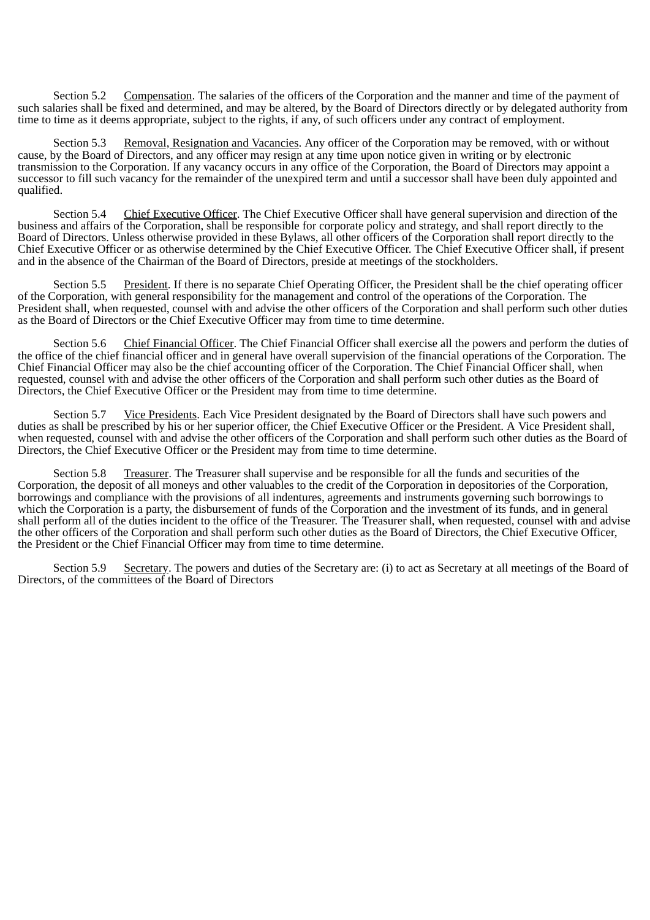Section 5.2 Compensation. The salaries of the officers of the Corporation and the manner and time of the payment of such salaries shall be fixed and determined, and may be altered, by the Board of Directors directly or by delegated authority from time to time as it deems appropriate, subject to the rights, if any, of such officers under any contract of employment.

Section 5.3 Removal, Resignation and Vacancies. Any officer of the Corporation may be removed, with or without cause, by the Board of Directors, and any officer may resign at any time upon notice given in writing or by electronic transmission to the Corporation. If any vacancy occurs in any office of the Corporation, the Board of Directors may appoint a successor to fill such vacancy for the remainder of the unexpired term and until a successor shall have been duly appointed and qualified.

Section 5.4 Chief Executive Officer. The Chief Executive Officer shall have general supervision and direction of the business and affairs of the Corporation, shall be responsible for corporate policy and strategy, and shall report directly to the Board of Directors. Unless otherwise provided in these Bylaws, all other officers of the Corporation shall report directly to the Chief Executive Officer or as otherwise determined by the Chief Executive Officer. The Chief Executive Officer shall, if present and in the absence of the Chairman of the Board of Directors, preside at meetings of the stockholders.

Section 5.5 President. If there is no separate Chief Operating Officer, the President shall be the chief operating officer of the Corporation, with general responsibility for the management and control of the operations of the Corporation. The President shall, when requested, counsel with and advise the other officers of the Corporation and shall perform such other duties as the Board of Directors or the Chief Executive Officer may from time to time determine.

Section 5.6 Chief Financial Officer. The Chief Financial Officer shall exercise all the powers and perform the duties of the office of the chief financial officer and in general have overall supervision of the financial operations of the Corporation. The Chief Financial Officer may also be the chief accounting officer of the Corporation. The Chief Financial Officer shall, when requested, counsel with and advise the other officers of the Corporation and shall perform such other duties as the Board of Directors, the Chief Executive Officer or the President may from time to time determine.

Section 5.7 Vice Presidents. Each Vice President designated by the Board of Directors shall have such powers and duties as shall be prescribed by his or her superior officer, the Chief Executive Officer or the President. A Vice President shall, when requested, counsel with and advise the other officers of the Corporation and shall perform such other duties as the Board of Directors, the Chief Executive Officer or the President may from time to time determine.

Section 5.8 Treasurer. The Treasurer shall supervise and be responsible for all the funds and securities of the Corporation, the deposit of all moneys and other valuables to the credit of the Corporation in depositories of the Corporation, borrowings and compliance with the provisions of all indentures, agreements and instruments governing such borrowings to which the Corporation is a party, the disbursement of funds of the Corporation and the investment of its funds, and in general shall perform all of the duties incident to the office of the Treasurer. The Treasurer shall, when requested, counsel with and advise the other officers of the Corporation and shall perform such other duties as the Board of Directors, the Chief Executive Officer, the President or the Chief Financial Officer may from time to time determine.

Section 5.9 Secretary. The powers and duties of the Secretary are: (i) to act as Secretary at all meetings of the Board of Directors, of the committees of the Board of Directors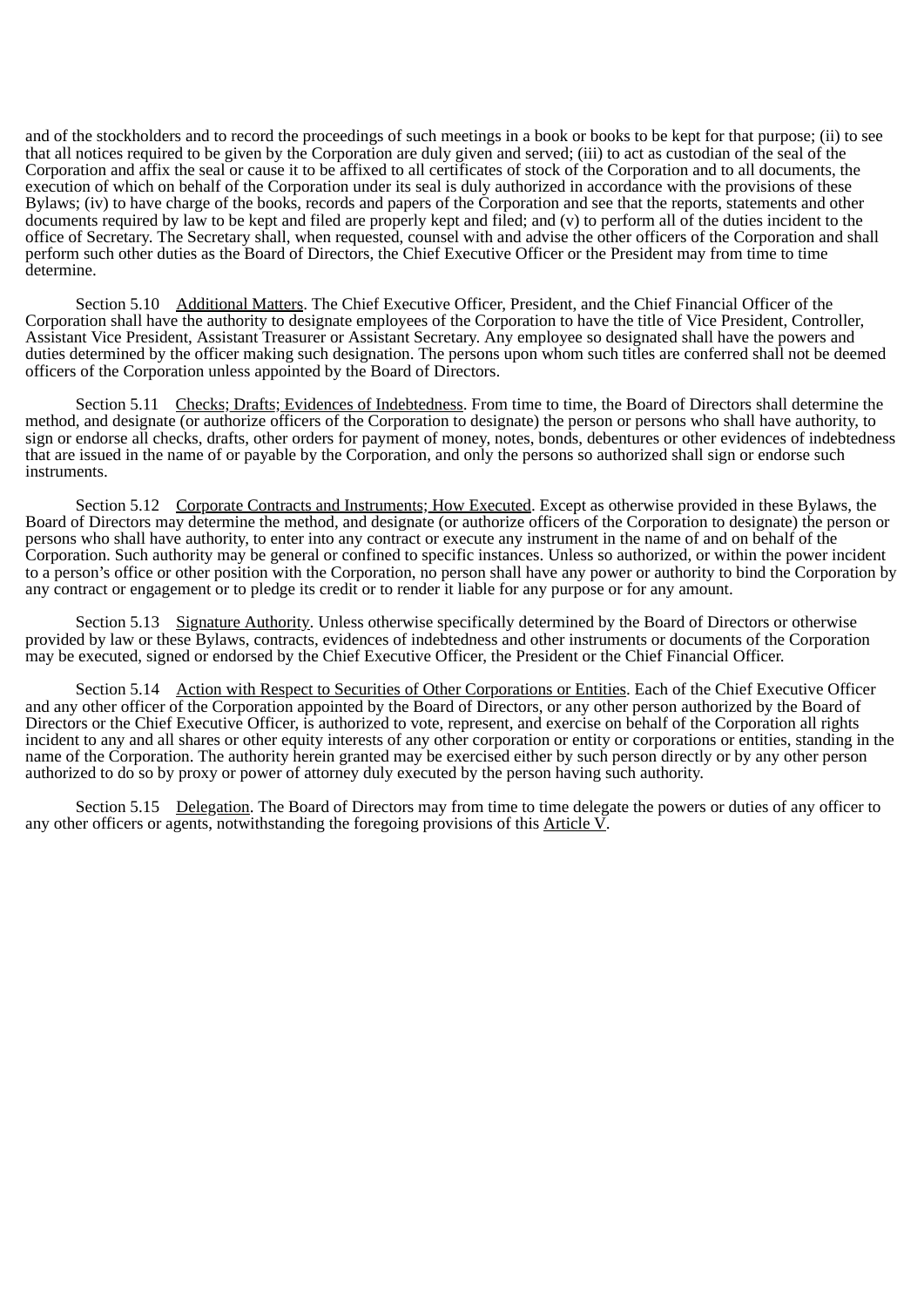and of the stockholders and to record the proceedings of such meetings in a book or books to be kept for that purpose; (ii) to see that all notices required to be given by the Corporation are duly given and served; (iii) to act as custodian of the seal of the Corporation and affix the seal or cause it to be affixed to all certificates of stock of the Corporation and to all documents, the execution of which on behalf of the Corporation under its seal is duly authorized in accordance with the provisions of these Bylaws; (iv) to have charge of the books, records and papers of the Corporation and see that the reports, statements and other documents required by law to be kept and filed are properly kept and filed; and (v) to perform all of the duties incident to the office of Secretary. The Secretary shall, when requested, counsel with and advise the other officers of the Corporation and shall perform such other duties as the Board of Directors, the Chief Executive Officer or the President may from time to time determine.

Section 5.10 Additional Matters. The Chief Executive Officer, President, and the Chief Financial Officer of the Corporation shall have the authority to designate employees of the Corporation to have the title of Vice President, Controller, Assistant Vice President, Assistant Treasurer or Assistant Secretary. Any employee so designated shall have the powers and duties determined by the officer making such designation. The persons upon whom such titles are conferred shall not be deemed officers of the Corporation unless appointed by the Board of Directors.

Section 5.11 Checks; Drafts; Evidences of Indebtedness. From time to time, the Board of Directors shall determine the method, and designate (or authorize officers of the Corporation to designate) the person or persons who shall have authority, to sign or endorse all checks, drafts, other orders for payment of money, notes, bonds, debentures or other evidences of indebtedness that are issued in the name of or payable by the Corporation, and only the persons so authorized shall sign or endorse such instruments.

Section 5.12 Corporate Contracts and Instruments; How Executed. Except as otherwise provided in these Bylaws, the Board of Directors may determine the method, and designate (or authorize officers of the Corporation to designate) the person or persons who shall have authority, to enter into any contract or execute any instrument in the name of and on behalf of the Corporation. Such authority may be general or confined to specific instances. Unless so authorized, or within the power incident to a person's office or other position with the Corporation, no person shall have any power or authority to bind the Corporation by any contract or engagement or to pledge its credit or to render it liable for any purpose or for any amount.

Section 5.13 Signature Authority. Unless otherwise specifically determined by the Board of Directors or otherwise provided by law or these Bylaws, contracts, evidences of indebtedness and other instruments or documents of the Corporation may be executed, signed or endorsed by the Chief Executive Officer, the President or the Chief Financial Officer.

Section 5.14 Action with Respect to Securities of Other Corporations or Entities. Each of the Chief Executive Officer and any other officer of the Corporation appointed by the Board of Directors, or any other person authorized by the Board of Directors or the Chief Executive Officer, is authorized to vote, represent, and exercise on behalf of the Corporation all rights incident to any and all shares or other equity interests of any other corporation or entity or corporations or entities, standing in the name of the Corporation. The authority herein granted may be exercised either by such person directly or by any other person authorized to do so by proxy or power of attorney duly executed by the person having such authority.

Section 5.15 Delegation. The Board of Directors may from time to time delegate the powers or duties of any officer to any other officers or agents, notwithstanding the foregoing provisions of this Article V.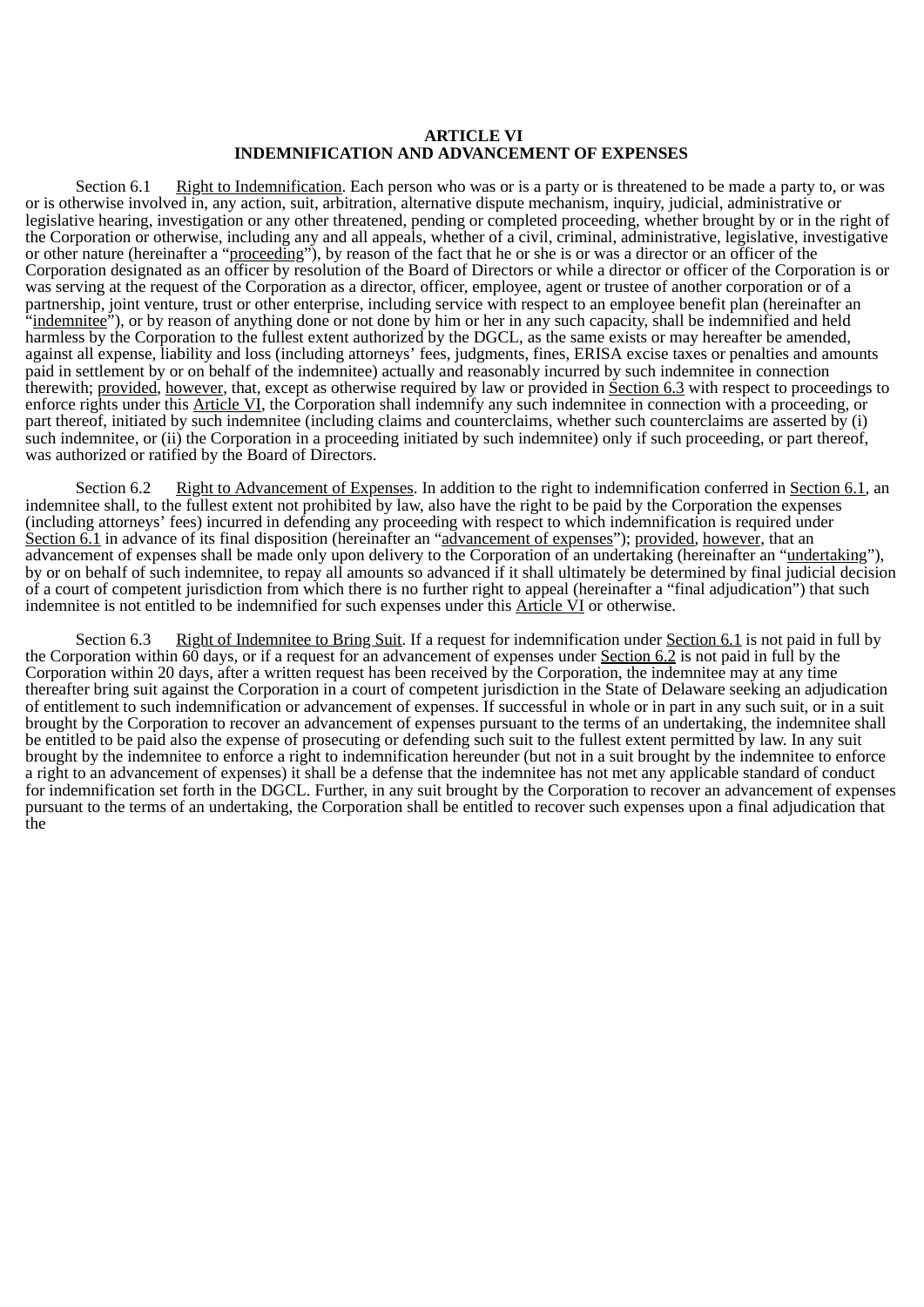# ARTICLE VI
# INDEMNIFICATION AND ADVANCEMENT OF EXPENSES

Section 6.1 Right to Indemnification. Each person who was or is a party or is threatened to be made a party to, or was or is otherwise involved in, any action, suit, arbitration, alternative dispute mechanism, inquiry, judicial, administrative or legislative hearing, investigation or any other threatened, pending or completed proceeding, whether brought by or in the right of the Corporation or otherwise, including any and all appeals, whether of a civil, criminal, administrative, legislative, investigative or other nature (hereinafter a "proceeding"), by reason of the fact that he or she is or was a director or an officer of the Corporation designated as an officer by resolution of the Board of Directors or while a director or officer of the Corporation is or was serving at the request of the Corporation as a director, officer, employee, agent or trustee of another corporation or of a partnership, joint venture, trust or other enterprise, including service with respect to an employee benefit plan (hereinafter an "indemnitee"), or by reason of anything done or not done by him or her in any such capacity, shall be indemnified and held harmless by the Corporation to the fullest extent authorized by the DGCL, as the same exists or may hereafter be amended, against all expense, liability and loss (including attorneys' fees, judgments, fines, ERISA excise taxes or penalties and amounts paid in settlement by or on behalf of the indemnitee) actually and reasonably incurred by such indemnitee in connection therewith; provided, however, that, except as otherwise required by law or provided in Section 6.3 with respect to proceedings to enforce rights under this Article VI, the Corporation shall indemnify any such indemnitee in connection with a proceeding, or part thereof, initiated by such indemnitee (including claims and counterclaims, whether such counterclaims are asserted by (i) such indemnitee, or (ii) the Corporation in a proceeding initiated by such indemnitee) only if such proceeding, or part thereof, was authorized or ratified by the Board of Directors.

Section 6.2 Right to Advancement of Expenses. In addition to the right to indemnification conferred in Section 6.1, an indemnitee shall, to the fullest extent not prohibited by law, also have the right to be paid by the Corporation the expenses (including attorneys' fees) incurred in defending any proceeding with respect to which indemnification is required under Section 6.1 in advance of its final disposition (hereinafter an "advancement of expenses"); provided, however, that an advancement of expenses shall be made only upon delivery to the Corporation of an undertaking (hereinafter an "undertaking"), by or on behalf of such indemnitee, to repay all amounts so advanced if it shall ultimately be determined by final judicial decision of a court of competent jurisdiction from which there is no further right to appeal (hereinafter a "final adjudication") that such indemnitee is not entitled to be indemnified for such expenses under this Article VI or otherwise.

Section 6.3 Right of Indemnitee to Bring Suit. If a request for indemnification under Section 6.1 is not paid in full by the Corporation within 60 days, or if a request for an advancement of expenses under Section 6.2 is not paid in full by the Corporation within 20 days, after a written request has been received by the Corporation, the indemnitee may at any time thereafter bring suit against the Corporation in a court of competent jurisdiction in the State of Delaware seeking an adjudication of entitlement to such indemnification or advancement of expenses. If successful in whole or in part in any such suit, or in a suit brought by the Corporation to recover an advancement of expenses pursuant to the terms of an undertaking, the indemnitee shall be entitled to be paid also the expense of prosecuting or defending such suit to the fullest extent permitted by law. In any suit brought by the indemnitee to enforce a right to indemnification hereunder (but not in a suit brought by the indemnitee to enforce a right to an advancement of expenses) it shall be a defense that the indemnitee has not met any applicable standard of conduct for indemnification set forth in the DGCL. Further, in any suit brought by the Corporation to recover an advancement of expenses pursuant to the terms of an undertaking, the Corporation shall be entitled to recover such expenses upon a final adjudication that the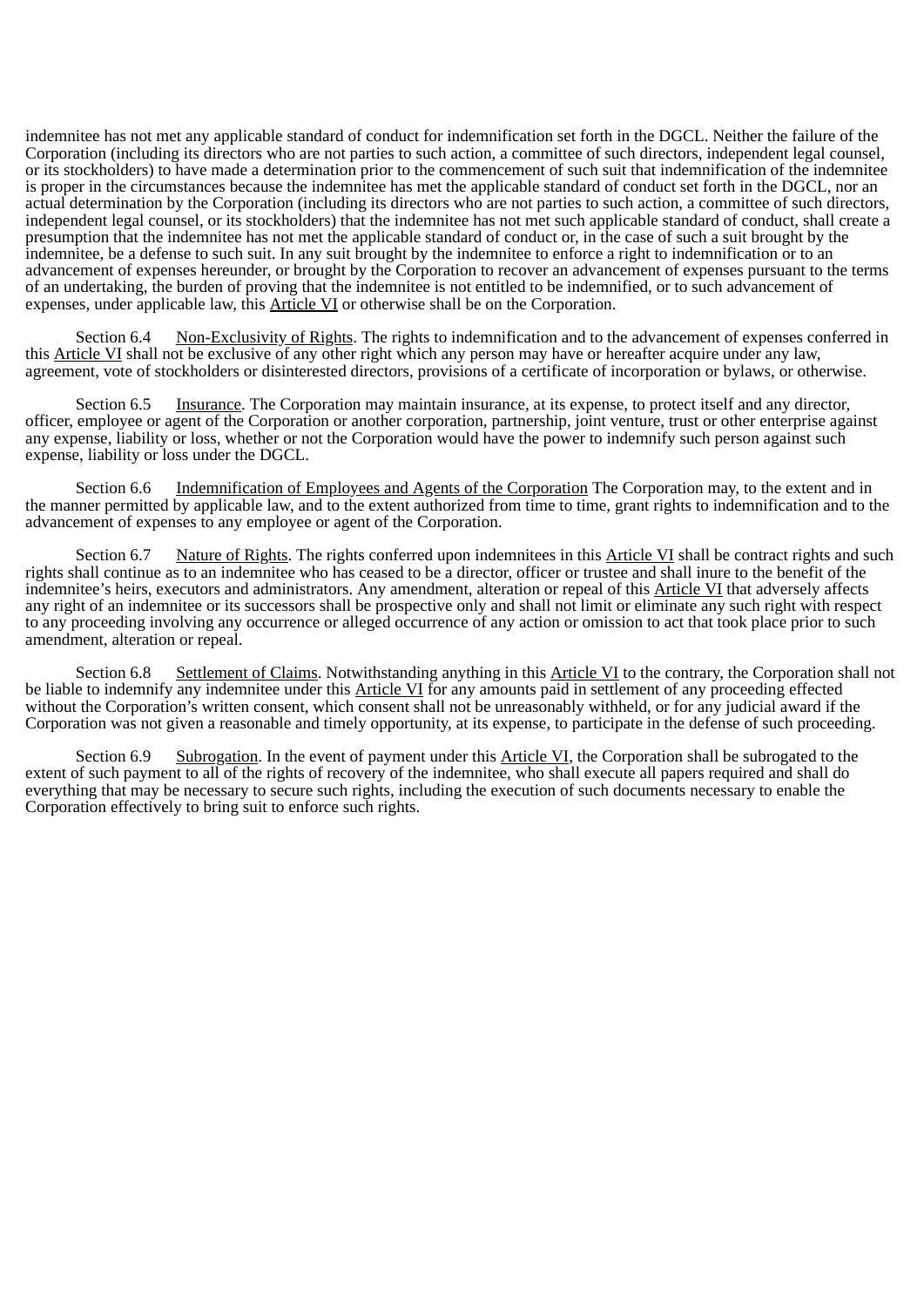indemnitee has not met any applicable standard of conduct for indemnification set forth in the DGCL. Neither the failure of the Corporation (including its directors who are not parties to such action, a committee of such directors, independent legal counsel, or its stockholders) to have made a determination prior to the commencement of such suit that indemnification of the indemnitee is proper in the circumstances because the indemnitee has met the applicable standard of conduct set forth in the DGCL, nor an actual determination by the Corporation (including its directors who are not parties to such action, a committee of such directors, independent legal counsel, or its stockholders) that the indemnitee has not met such applicable standard of conduct, shall create a presumption that the indemnitee has not met the applicable standard of conduct or, in the case of such a suit brought by the indemnitee, be a defense to such suit. In any suit brought by the indemnitee to enforce a right to indemnification or to an advancement of expenses hereunder, or brought by the Corporation to recover an advancement of expenses pursuant to the terms of an undertaking, the burden of proving that the indemnitee is not entitled to be indemnified, or to such advancement of expenses, under applicable law, this Article VI or otherwise shall be on the Corporation.

Section 6.4 Non-Exclusivity of Rights. The rights to indemnification and to the advancement of expenses conferred in this Article VI shall not be exclusive of any other right which any person may have or hereafter acquire under any law, agreement, vote of stockholders or disinterested directors, provisions of a certificate of incorporation or bylaws, or otherwise.

Section 6.5 Insurance. The Corporation may maintain insurance, at its expense, to protect itself and any director, officer, employee or agent of the Corporation or another corporation, partnership, joint venture, trust or other enterprise against any expense, liability or loss, whether or not the Corporation would have the power to indemnify such person against such expense, liability or loss under the DGCL.

Section 6.6 Indemnification of Employees and Agents of the Corporation The Corporation may, to the extent and in the manner permitted by applicable law, and to the extent authorized from time to time, grant rights to indemnification and to the advancement of expenses to any employee or agent of the Corporation.

Section 6.7 Nature of Rights. The rights conferred upon indemnitees in this Article VI shall be contract rights and such rights shall continue as to an indemnitee who has ceased to be a director, officer or trustee and shall inure to the benefit of the indemnitee's heirs, executors and administrators. Any amendment, alteration or repeal of this Article VI that adversely affects any right of an indemnitee or its successors shall be prospective only and shall not limit or eliminate any such right with respect to any proceeding involving any occurrence or alleged occurrence of any action or omission to act that took place prior to such amendment, alteration or repeal.

Section 6.8 Settlement of Claims. Notwithstanding anything in this Article VI to the contrary, the Corporation shall not be liable to indemnify any indemnitee under this Article VI for any amounts paid in settlement of any proceeding effected without the Corporation's written consent, which consent shall not be unreasonably withheld, or for any judicial award if the Corporation was not given a reasonable and timely opportunity, at its expense, to participate in the defense of such proceeding.

Section 6.9 Subrogation. In the event of payment under this Article VI, the Corporation shall be subrogated to the extent of such payment to all of the rights of recovery of the indemnitee, who shall execute all papers required and shall do everything that may be necessary to secure such rights, including the execution of such documents necessary to enable the Corporation effectively to bring suit to enforce such rights.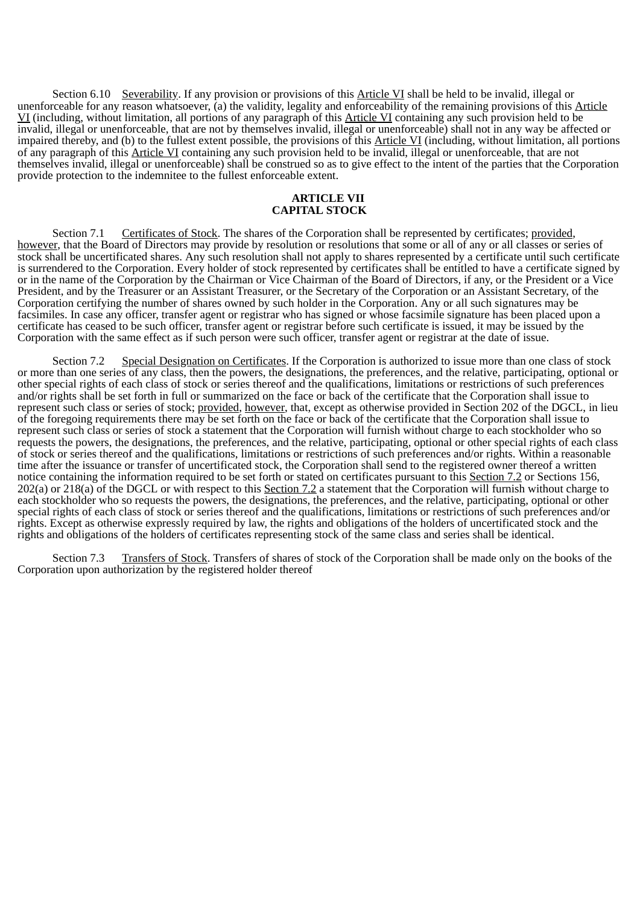Section 6.10 Severability. If any provision or provisions of this Article VI shall be held to be invalid, illegal or unenforceable for any reason whatsoever, (a) the validity, legality and enforceability of the remaining provisions of this Article VI (including, without limitation, all portions of any paragraph of this Article VI containing any such provision held to be invalid, illegal or unenforceable, that are not by themselves invalid, illegal or unenforceable) shall not in any way be affected or impaired thereby, and (b) to the fullest extent possible, the provisions of this Article VI (including, without limitation, all portions of any paragraph of this Article VI containing any such provision held to be invalid, illegal or unenforceable, that are not themselves invalid, illegal or unenforceable) shall be construed so as to give effect to the intent of the parties that the Corporation provide protection to the indemnitee to the fullest enforceable extent.

## ARTICLE VII
## CAPITAL STOCK

Section 7.1 Certificates of Stock. The shares of the Corporation shall be represented by certificates; provided, however, that the Board of Directors may provide by resolution or resolutions that some or all of any or all classes or series of stock shall be uncertificated shares. Any such resolution shall not apply to shares represented by a certificate until such certificate is surrendered to the Corporation. Every holder of stock represented by certificates shall be entitled to have a certificate signed by or in the name of the Corporation by the Chairman or Vice Chairman of the Board of Directors, if any, or the President or a Vice President, and by the Treasurer or an Assistant Treasurer, or the Secretary of the Corporation or an Assistant Secretary, of the Corporation certifying the number of shares owned by such holder in the Corporation. Any or all such signatures may be facsimiles. In case any officer, transfer agent or registrar who has signed or whose facsimile signature has been placed upon a certificate has ceased to be such officer, transfer agent or registrar before such certificate is issued, it may be issued by the Corporation with the same effect as if such person were such officer, transfer agent or registrar at the date of issue.

Section 7.2 Special Designation on Certificates. If the Corporation is authorized to issue more than one class of stock or more than one series of any class, then the powers, the designations, the preferences, and the relative, participating, optional or other special rights of each class of stock or series thereof and the qualifications, limitations or restrictions of such preferences and/or rights shall be set forth in full or summarized on the face or back of the certificate that the Corporation shall issue to represent such class or series of stock; provided, however, that, except as otherwise provided in Section 202 of the DGCL, in lieu of the foregoing requirements there may be set forth on the face or back of the certificate that the Corporation shall issue to represent such class or series of stock a statement that the Corporation will furnish without charge to each stockholder who so requests the powers, the designations, the preferences, and the relative, participating, optional or other special rights of each class of stock or series thereof and the qualifications, limitations or restrictions of such preferences and/or rights. Within a reasonable time after the issuance or transfer of uncertificated stock, the Corporation shall send to the registered owner thereof a written notice containing the information required to be set forth or stated on certificates pursuant to this Section 7.2 or Sections 156, 202(a) or 218(a) of the DGCL or with respect to this Section 7.2 a statement that the Corporation will furnish without charge to each stockholder who so requests the powers, the designations, the preferences, and the relative, participating, optional or other special rights of each class of stock or series thereof and the qualifications, limitations or restrictions of such preferences and/or rights. Except as otherwise expressly required by law, the rights and obligations of the holders of uncertificated stock and the rights and obligations of the holders of certificates representing stock of the same class and series shall be identical.

Section 7.3 Transfers of Stock. Transfers of shares of stock of the Corporation shall be made only on the books of the Corporation upon authorization by the registered holder thereof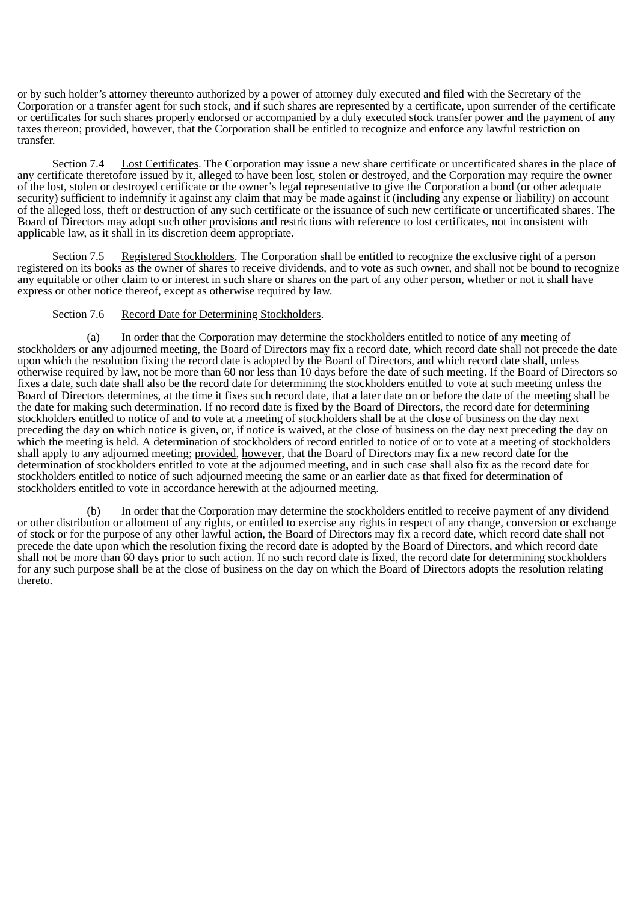or by such holder's attorney thereunto authorized by a power of attorney duly executed and filed with the Secretary of the Corporation or a transfer agent for such stock, and if such shares are represented by a certificate, upon surrender of the certificate or certificates for such shares properly endorsed or accompanied by a duly executed stock transfer power and the payment of any taxes thereon; provided, however, that the Corporation shall be entitled to recognize and enforce any lawful restriction on transfer.

Section 7.4 Lost Certificates. The Corporation may issue a new share certificate or uncertificated shares in the place of any certificate theretofore issued by it, alleged to have been lost, stolen or destroyed, and the Corporation may require the owner of the lost, stolen or destroyed certificate or the owner's legal representative to give the Corporation a bond (or other adequate security) sufficient to indemnify it against any claim that may be made against it (including any expense or liability) on account of the alleged loss, theft or destruction of any such certificate or the issuance of such new certificate or uncertificated shares. The Board of Directors may adopt such other provisions and restrictions with reference to lost certificates, not inconsistent with applicable law, as it shall in its discretion deem appropriate.

Section 7.5 Registered Stockholders. The Corporation shall be entitled to recognize the exclusive right of a person registered on its books as the owner of shares to receive dividends, and to vote as such owner, and shall not be bound to recognize any equitable or other claim to or interest in such share or shares on the part of any other person, whether or not it shall have express or other notice thereof, except as otherwise required by law.

Section 7.6 Record Date for Determining Stockholders.

(a) In order that the Corporation may determine the stockholders entitled to notice of any meeting of stockholders or any adjourned meeting, the Board of Directors may fix a record date, which record date shall not precede the date upon which the resolution fixing the record date is adopted by the Board of Directors, and which record date shall, unless otherwise required by law, not be more than 60 nor less than 10 days before the date of such meeting. If the Board of Directors so fixes a date, such date shall also be the record date for determining the stockholders entitled to vote at such meeting unless the Board of Directors determines, at the time it fixes such record date, that a later date on or before the date of the meeting shall be the date for making such determination. If no record date is fixed by the Board of Directors, the record date for determining stockholders entitled to notice of and to vote at a meeting of stockholders shall be at the close of business on the day next preceding the day on which notice is given, or, if notice is waived, at the close of business on the day next preceding the day on which the meeting is held. A determination of stockholders of record entitled to notice of or to vote at a meeting of stockholders shall apply to any adjourned meeting; provided, however, that the Board of Directors may fix a new record date for the determination of stockholders entitled to vote at the adjourned meeting, and in such case shall also fix as the record date for stockholders entitled to notice of such adjourned meeting the same or an earlier date as that fixed for determination of stockholders entitled to vote in accordance herewith at the adjourned meeting.

(b) In order that the Corporation may determine the stockholders entitled to receive payment of any dividend or other distribution or allotment of any rights, or entitled to exercise any rights in respect of any change, conversion or exchange of stock or for the purpose of any other lawful action, the Board of Directors may fix a record date, which record date shall not precede the date upon which the resolution fixing the record date is adopted by the Board of Directors, and which record date shall not be more than 60 days prior to such action. If no such record date is fixed, the record date for determining stockholders for any such purpose shall be at the close of business on the day on which the Board of Directors adopts the resolution relating thereto.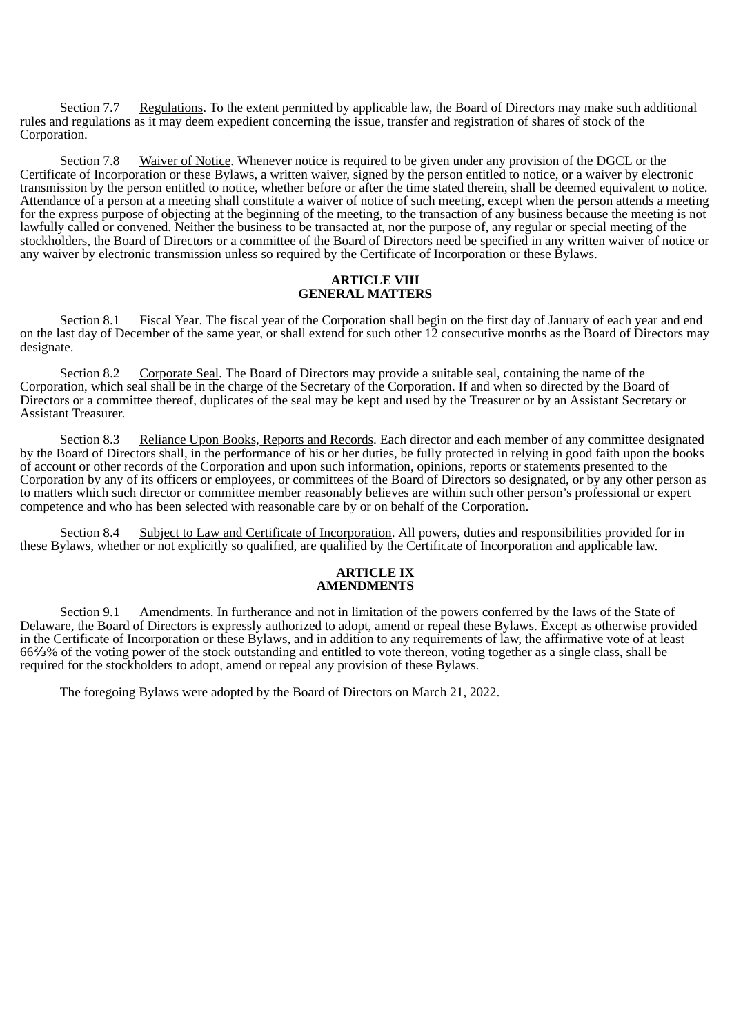Section 7.7 Regulations. To the extent permitted by applicable law, the Board of Directors may make such additional rules and regulations as it may deem expedient concerning the issue, transfer and registration of shares of stock of the Corporation.

Section 7.8 Waiver of Notice. Whenever notice is required to be given under any provision of the DGCL or the Certificate of Incorporation or these Bylaws, a written waiver, signed by the person entitled to notice, or a waiver by electronic transmission by the person entitled to notice, whether before or after the time stated therein, shall be deemed equivalent to notice. Attendance of a person at a meeting shall constitute a waiver of notice of such meeting, except when the person attends a meeting for the express purpose of objecting at the beginning of the meeting, to the transaction of any business because the meeting is not lawfully called or convened. Neither the business to be transacted at, nor the purpose of, any regular or special meeting of the stockholders, the Board of Directors or a committee of the Board of Directors need be specified in any written waiver of notice or any waiver by electronic transmission unless so required by the Certificate of Incorporation or these Bylaws.

## ARTICLE VIII
## GENERAL MATTERS

Section 8.1 Fiscal Year. The fiscal year of the Corporation shall begin on the first day of January of each year and end on the last day of December of the same year, or shall extend for such other 12 consecutive months as the Board of Directors may designate.

Section 8.2 Corporate Seal. The Board of Directors may provide a suitable seal, containing the name of the Corporation, which seal shall be in the charge of the Secretary of the Corporation. If and when so directed by the Board of Directors or a committee thereof, duplicates of the seal may be kept and used by the Treasurer or by an Assistant Secretary or Assistant Treasurer.

Section 8.3 Reliance Upon Books, Reports and Records. Each director and each member of any committee designated by the Board of Directors shall, in the performance of his or her duties, be fully protected in relying in good faith upon the books of account or other records of the Corporation and upon such information, opinions, reports or statements presented to the Corporation by any of its officers or employees, or committees of the Board of Directors so designated, or by any other person as to matters which such director or committee member reasonably believes are within such other person's professional or expert competence and who has been selected with reasonable care by or on behalf of the Corporation.

Section 8.4 Subject to Law and Certificate of Incorporation. All powers, duties and responsibilities provided for in these Bylaws, whether or not explicitly so qualified, are qualified by the Certificate of Incorporation and applicable law.

## ARTICLE IX
## AMENDMENTS

Section 9.1 Amendments. In furtherance and not in limitation of the powers conferred by the laws of the State of Delaware, the Board of Directors is expressly authorized to adopt, amend or repeal these Bylaws. Except as otherwise provided in the Certificate of Incorporation or these Bylaws, and in addition to any requirements of law, the affirmative vote of at least 66⅔% of the voting power of the stock outstanding and entitled to vote thereon, voting together as a single class, shall be required for the stockholders to adopt, amend or repeal any provision of these Bylaws.

The foregoing Bylaws were adopted by the Board of Directors on March 21, 2022.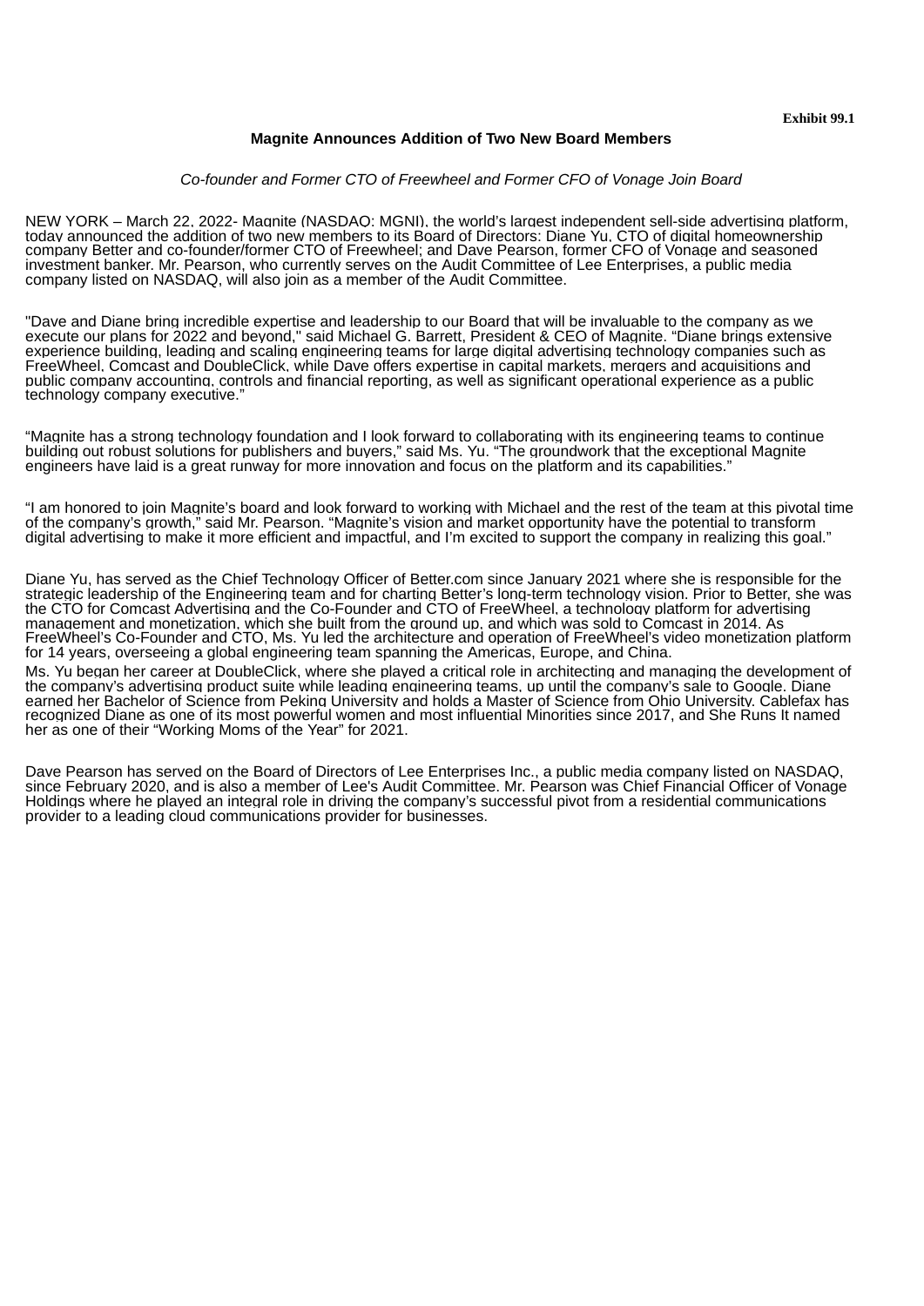**Exhibit 99.1**

**Magnite Announces Addition of Two New Board Members**

*Co-founder and Former CTO of Freewheel and Former CFO of Vonage Join Board*

NEW YORK – March 22, 2022- Magnite (NASDAQ: MGNI), the world's largest independent sell-side advertising platform, today announced the addition of two new members to its Board of Directors: Diane Yu, CTO of digital homeownership company Better and co-founder/former CTO of Freewheel; and Dave Pearson, former CFO of Vonage and seasoned investment banker. Mr. Pearson, who currently serves on the Audit Committee of Lee Enterprises, a public media company listed on NASDAQ, will also join as a member of the Audit Committee.

"Dave and Diane bring incredible expertise and leadership to our Board that will be invaluable to the company as we execute our plans for 2022 and beyond," said Michael G. Barrett, President & CEO of Magnite. "Diane brings extensive experience building, leading and scaling engineering teams for large digital advertising technology companies such as FreeWheel, Comcast and DoubleClick, while Dave offers expertise in capital markets, mergers and acquisitions and public company accounting, controls and financial reporting, as well as significant operational experience as a public technology company executive."

"Magnite has a strong technology foundation and I look forward to collaborating with its engineering teams to continue building out robust solutions for publishers and buyers," said Ms. Yu. "The groundwork that the exceptional Magnite engineers have laid is a great runway for more innovation and focus on the platform and its capabilities."

"I am honored to join Magnite's board and look forward to working with Michael and the rest of the team at this pivotal time of the company's growth," said Mr. Pearson. "Magnite's vision and market opportunity have the potential to transform digital advertising to make it more efficient and impactful, and I'm excited to support the company in realizing this goal."

Diane Yu, has served as the Chief Technology Officer of Better.com since January 2021 where she is responsible for the strategic leadership of the Engineering team and for charting Better's long-term technology vision. Prior to Better, she was the CTO for Comcast Advertising and the Co-Founder and CTO of FreeWheel, a technology platform for advertising management and monetization, which she built from the ground up, and which was sold to Comcast in 2014. As FreeWheel's Co-Founder and CTO, Ms. Yu led the architecture and operation of FreeWheel's video monetization platform for 14 years, overseeing a global engineering team spanning the Americas, Europe, and China.

Ms. Yu began her career at DoubleClick, where she played a critical role in architecting and managing the development of the company's advertising product suite while leading engineering teams, up until the company's sale to Google. Diane earned her Bachelor of Science from Peking University and holds a Master of Science from Ohio University. Cablefax has recognized Diane as one of its most powerful women and most influential Minorities since 2017, and She Runs It named her as one of their "Working Moms of the Year" for 2021.

Dave Pearson has served on the Board of Directors of Lee Enterprises Inc., a public media company listed on NASDAQ, since February 2020, and is also a member of Lee's Audit Committee. Mr. Pearson was Chief Financial Officer of Vonage Holdings where he played an integral role in driving the company's successful pivot from a residential communications provider to a leading cloud communications provider for businesses.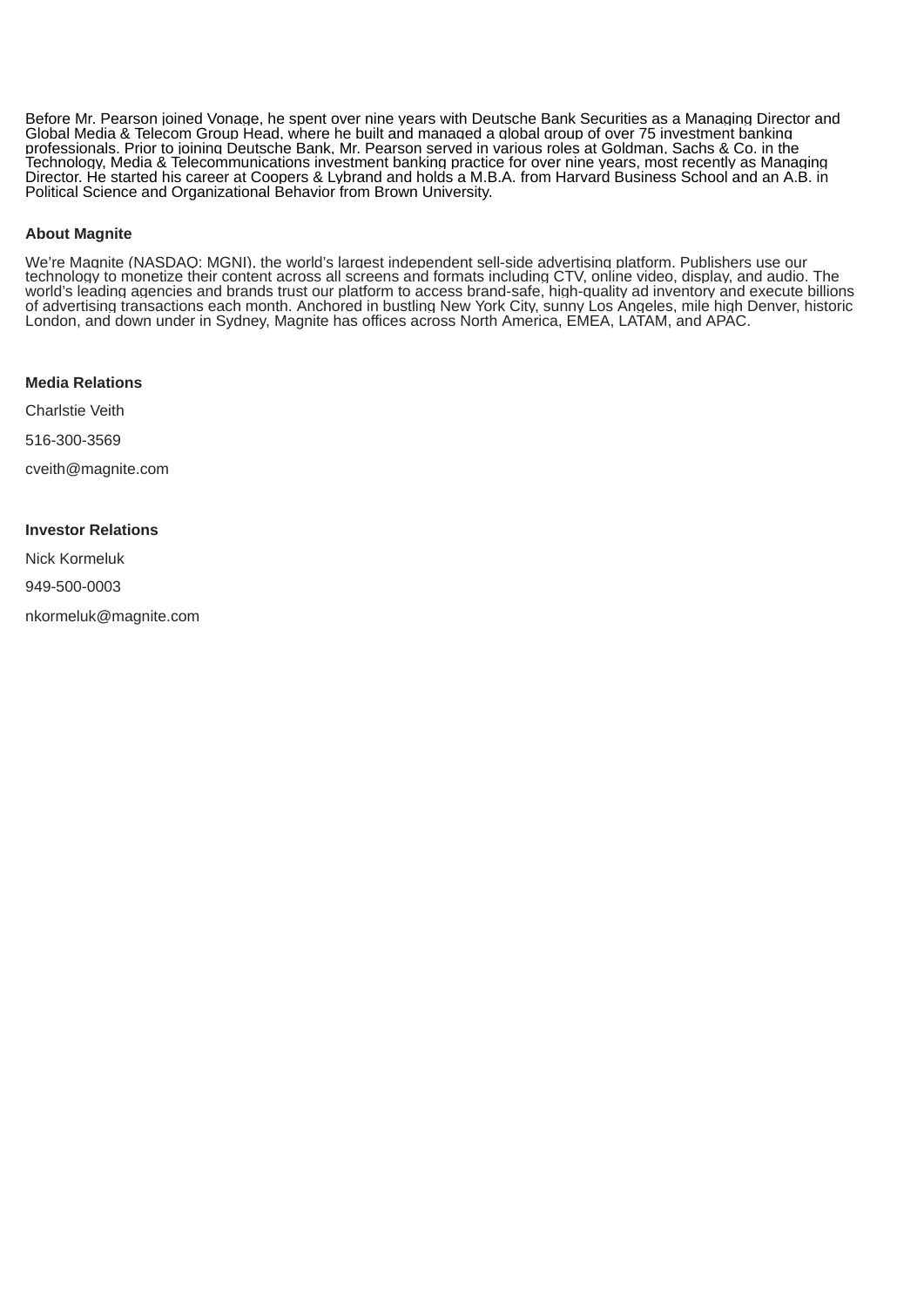Before Mr. Pearson joined Vonage, he spent over nine years with Deutsche Bank Securities as a Managing Director and Global Media & Telecom Group Head, where he built and managed a global group of over 75 investment banking professionals. Prior to joining Deutsche Bank, Mr. Pearson served in various roles at Goldman, Sachs & Co. in the Technology, Media & Telecommunications investment banking practice for over nine years, most recently as Managing Director. He started his career at Coopers & Lybrand and holds a M.B.A. from Harvard Business School and an A.B. in Political Science and Organizational Behavior from Brown University.

**About Magnite**

We're Magnite (NASDAQ: MGNI), the world's largest independent sell-side advertising platform. Publishers use our technology to monetize their content across all screens and formats including CTV, online video, display, and audio. The world's leading agencies and brands trust our platform to access brand-safe, high-quality ad inventory and execute billions of advertising transactions each month. Anchored in bustling New York City, sunny Los Angeles, mile high Denver, historic London, and down under in Sydney, Magnite has offices across North America, EMEA, LATAM, and APAC.

**Media Relations**

Charlstie Veith

516-300-3569

cveith@magnite.com

**Investor Relations**

Nick Kormeluk

949-500-0003

nkormeluk@magnite.com